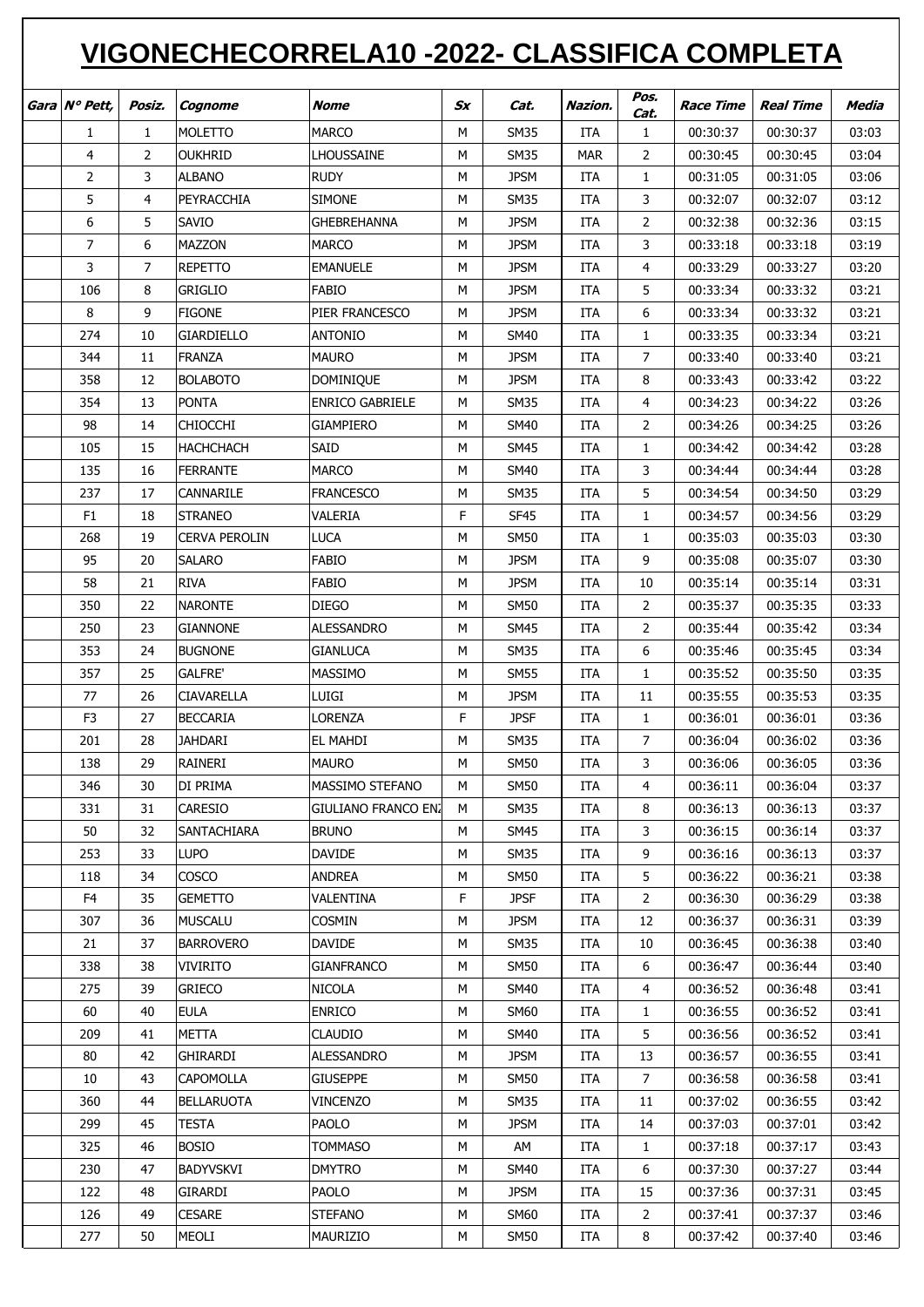# VIGONECHECORRELA10 -2022- CLASSIFICA COMPLETA

| Gara | N° Pett, | Posiz. | Cognome | Nome | Sx | Cat. | Nazion. | Pos. Cat. | Race Time | Real Time | Media |
|---|---|---|---|---|---|---|---|---|---|---|---|
| | 1 | 1 | MOLETTO | MARCO | M | SM35 | ITA | 1 | 00:30:37 | 00:30:37 | 03:03 |
| | 4 | 2 | OUKHRID | LHOUSSAINE | M | SM35 | MAR | 2 | 00:30:45 | 00:30:45 | 03:04 |
| | 2 | 3 | ALBANO | RUDY | M | JPSM | ITA | 1 | 00:31:05 | 00:31:05 | 03:06 |
| | 5 | 4 | PEYRACCHIA | SIMONE | M | SM35 | ITA | 3 | 00:32:07 | 00:32:07 | 03:12 |
| | 6 | 5 | SAVIO | GHEBREHANNA | M | JPSM | ITA | 2 | 00:32:38 | 00:32:36 | 03:15 |
| | 7 | 6 | MAZZON | MARCO | M | JPSM | ITA | 3 | 00:33:18 | 00:33:18 | 03:19 |
| | 3 | 7 | REPETTO | EMANUELE | M | JPSM | ITA | 4 | 00:33:29 | 00:33:27 | 03:20 |
| | 106 | 8 | GRIGLIO | FABIO | M | JPSM | ITA | 5 | 00:33:34 | 00:33:32 | 03:21 |
| | 8 | 9 | FIGONE | PIER FRANCESCO | M | JPSM | ITA | 6 | 00:33:34 | 00:33:32 | 03:21 |
| | 274 | 10 | GIARDIELLO | ANTONIO | M | SM40 | ITA | 1 | 00:33:35 | 00:33:34 | 03:21 |
| | 344 | 11 | FRANZA | MAURO | M | JPSM | ITA | 7 | 00:33:40 | 00:33:40 | 03:21 |
| | 358 | 12 | BOLABOTO | DOMINIQUE | M | JPSM | ITA | 8 | 00:33:43 | 00:33:42 | 03:22 |
| | 354 | 13 | PONTA | ENRICO GABRIELE | M | SM35 | ITA | 4 | 00:34:23 | 00:34:22 | 03:26 |
| | 98 | 14 | CHIOCCHI | GIAMPIERO | M | SM40 | ITA | 2 | 00:34:26 | 00:34:25 | 03:26 |
| | 105 | 15 | HACHCHACH | SAID | M | SM45 | ITA | 1 | 00:34:42 | 00:34:42 | 03:28 |
| | 135 | 16 | FERRANTE | MARCO | M | SM40 | ITA | 3 | 00:34:44 | 00:34:44 | 03:28 |
| | 237 | 17 | CANNARILE | FRANCESCO | M | SM35 | ITA | 5 | 00:34:54 | 00:34:50 | 03:29 |
| | F1 | 18 | STRANEO | VALERIA | F | SF45 | ITA | 1 | 00:34:57 | 00:34:56 | 03:29 |
| | 268 | 19 | CERVA PEROLIN | LUCA | M | SM50 | ITA | 1 | 00:35:03 | 00:35:03 | 03:30 |
| | 95 | 20 | SALARO | FABIO | M | JPSM | ITA | 9 | 00:35:08 | 00:35:07 | 03:30 |
| | 58 | 21 | RIVA | FABIO | M | JPSM | ITA | 10 | 00:35:14 | 00:35:14 | 03:31 |
| | 350 | 22 | NARONTE | DIEGO | M | SM50 | ITA | 2 | 00:35:37 | 00:35:35 | 03:33 |
| | 250 | 23 | GIANNONE | ALESSANDRO | M | SM45 | ITA | 2 | 00:35:44 | 00:35:42 | 03:34 |
| | 353 | 24 | BUGNONE | GIANLUCA | M | SM35 | ITA | 6 | 00:35:46 | 00:35:45 | 03:34 |
| | 357 | 25 | GALFRE' | MASSIMO | M | SM55 | ITA | 1 | 00:35:52 | 00:35:50 | 03:35 |
| | 77 | 26 | CIAVARELLA | LUIGI | M | JPSM | ITA | 11 | 00:35:55 | 00:35:53 | 03:35 |
| | F3 | 27 | BECCARIA | LORENZA | F | JPSF | ITA | 1 | 00:36:01 | 00:36:01 | 03:36 |
| | 201 | 28 | JAHDARI | EL MAHDI | M | SM35 | ITA | 7 | 00:36:04 | 00:36:02 | 03:36 |
| | 138 | 29 | RAINERI | MAURO | M | SM50 | ITA | 3 | 00:36:06 | 00:36:05 | 03:36 |
| | 346 | 30 | DI PRIMA | MASSIMO STEFANO | M | SM50 | ITA | 4 | 00:36:11 | 00:36:04 | 03:37 |
| | 331 | 31 | CARESIO | GIULIANO FRANCO EN/ | M | SM35 | ITA | 8 | 00:36:13 | 00:36:13 | 03:37 |
| | 50 | 32 | SANTACHIARA | BRUNO | M | SM45 | ITA | 3 | 00:36:15 | 00:36:14 | 03:37 |
| | 253 | 33 | LUPO | DAVIDE | M | SM35 | ITA | 9 | 00:36:16 | 00:36:13 | 03:37 |
| | 118 | 34 | COSCO | ANDREA | M | SM50 | ITA | 5 | 00:36:22 | 00:36:21 | 03:38 |
| | F4 | 35 | GEMETTO | VALENTINA | F | JPSF | ITA | 2 | 00:36:30 | 00:36:29 | 03:38 |
| | 307 | 36 | MUSCALU | COSMIN | M | JPSM | ITA | 12 | 00:36:37 | 00:36:31 | 03:39 |
| | 21 | 37 | BARROVERO | DAVIDE | M | SM35 | ITA | 10 | 00:36:45 | 00:36:38 | 03:40 |
| | 338 | 38 | VIVIRITO | GIANFRANCO | M | SM50 | ITA | 6 | 00:36:47 | 00:36:44 | 03:40 |
| | 275 | 39 | GRIECO | NICOLA | M | SM40 | ITA | 4 | 00:36:52 | 00:36:48 | 03:41 |
| | 60 | 40 | EULA | ENRICO | M | SM60 | ITA | 1 | 00:36:55 | 00:36:52 | 03:41 |
| | 209 | 41 | METTA | CLAUDIO | M | SM40 | ITA | 5 | 00:36:56 | 00:36:52 | 03:41 |
| | 80 | 42 | GHIRARDI | ALESSANDRO | M | JPSM | ITA | 13 | 00:36:57 | 00:36:55 | 03:41 |
| | 10 | 43 | CAPOMOLLA | GIUSEPPE | M | SM50 | ITA | 7 | 00:36:58 | 00:36:58 | 03:41 |
| | 360 | 44 | BELLARUOTA | VINCENZO | M | SM35 | ITA | 11 | 00:37:02 | 00:36:55 | 03:42 |
| | 299 | 45 | TESTA | PAOLO | M | JPSM | ITA | 14 | 00:37:03 | 00:37:01 | 03:42 |
| | 325 | 46 | BOSIO | TOMMASO | M | AM | ITA | 1 | 00:37:18 | 00:37:17 | 03:43 |
| | 230 | 47 | BADYVSKVI | DMYTRO | M | SM40 | ITA | 6 | 00:37:30 | 00:37:27 | 03:44 |
| | 122 | 48 | GIRARDI | PAOLO | M | JPSM | ITA | 15 | 00:37:36 | 00:37:31 | 03:45 |
| | 126 | 49 | CESARE | STEFANO | M | SM60 | ITA | 2 | 00:37:41 | 00:37:37 | 03:46 |
| | 277 | 50 | MEOLI | MAURIZIO | M | SM50 | ITA | 8 | 00:37:42 | 00:37:40 | 03:46 |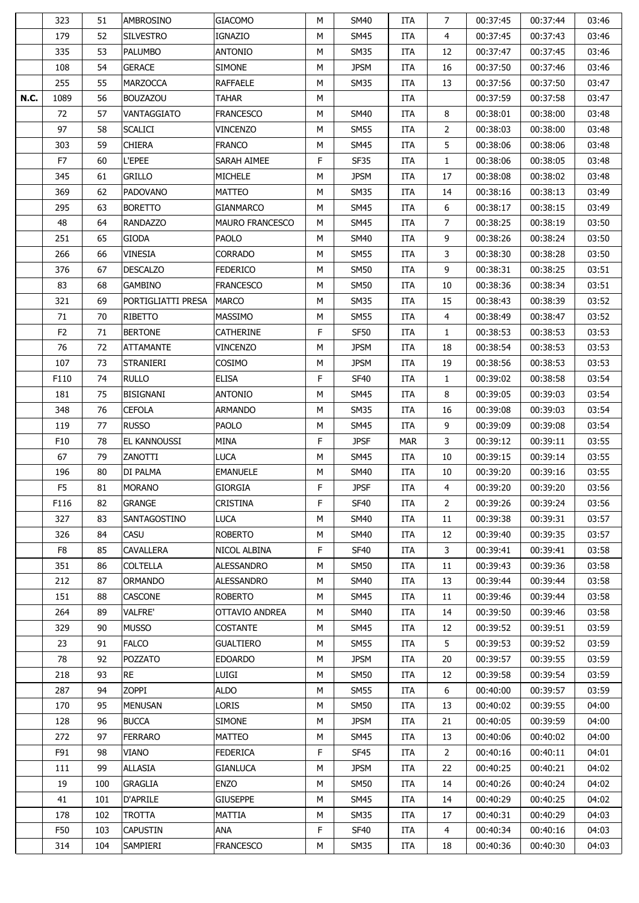|  |  |  |  |  |  |  |  |  |  |  |  |
|---|---|---|---|---|---|---|---|---|---|---|---|
|  | 323 | 51 | AMBROSINO | GIACOMO | M | SM40 | ITA | 7 | 00:37:45 | 00:37:44 | 03:46 |
|  | 179 | 52 | SILVESTRO | IGNAZIO | M | SM45 | ITA | 4 | 00:37:45 | 00:37:43 | 03:46 |
|  | 335 | 53 | PALUMBO | ANTONIO | M | SM35 | ITA | 12 | 00:37:47 | 00:37:45 | 03:46 |
|  | 108 | 54 | GERACE | SIMONE | M | JPSM | ITA | 16 | 00:37:50 | 00:37:46 | 03:46 |
|  | 255 | 55 | MARZOCCA | RAFFAELE | M | SM35 | ITA | 13 | 00:37:56 | 00:37:50 | 03:47 |
| **N.C.** | 1089 | 56 | BOUZAZOU | TAHAR | M |  | ITA |  | 00:37:59 | 00:37:58 | 03:47 |
|  | 72 | 57 | VANTAGGIATO | FRANCESCO | M | SM40 | ITA | 8 | 00:38:01 | 00:38:00 | 03:48 |
|  | 97 | 58 | SCALICI | VINCENZO | M | SM55 | ITA | 2 | 00:38:03 | 00:38:00 | 03:48 |
|  | 303 | 59 | CHIERA | FRANCO | M | SM45 | ITA | 5 | 00:38:06 | 00:38:06 | 03:48 |
|  | F7 | 60 | L'EPEE | SARAH AIMEE | F | SF35 | ITA | 1 | 00:38:06 | 00:38:05 | 03:48 |
|  | 345 | 61 | GRILLO | MICHELE | M | JPSM | ITA | 17 | 00:38:08 | 00:38:02 | 03:48 |
|  | 369 | 62 | PADOVANO | MATTEO | M | SM35 | ITA | 14 | 00:38:16 | 00:38:13 | 03:49 |
|  | 295 | 63 | BORETTO | GIANMARCO | M | SM45 | ITA | 6 | 00:38:17 | 00:38:15 | 03:49 |
|  | 48 | 64 | RANDAZZO | MAURO FRANCESCO | M | SM45 | ITA | 7 | 00:38:25 | 00:38:19 | 03:50 |
|  | 251 | 65 | GIODA | PAOLO | M | SM40 | ITA | 9 | 00:38:26 | 00:38:24 | 03:50 |
|  | 266 | 66 | VINESIA | CORRADO | M | SM55 | ITA | 3 | 00:38:30 | 00:38:28 | 03:50 |
|  | 376 | 67 | DESCALZO | FEDERICO | M | SM50 | ITA | 9 | 00:38:31 | 00:38:25 | 03:51 |
|  | 83 | 68 | GAMBINO | FRANCESCO | M | SM50 | ITA | 10 | 00:38:36 | 00:38:34 | 03:51 |
|  | 321 | 69 | PORTIGLIATTI PRESA | MARCO | M | SM35 | ITA | 15 | 00:38:43 | 00:38:39 | 03:52 |
|  | 71 | 70 | RIBETTO | MASSIMO | M | SM55 | ITA | 4 | 00:38:49 | 00:38:47 | 03:52 |
|  | F2 | 71 | BERTONE | CATHERINE | F | SF50 | ITA | 1 | 00:38:53 | 00:38:53 | 03:53 |
|  | 76 | 72 | ATTAMANTE | VINCENZO | M | JPSM | ITA | 18 | 00:38:54 | 00:38:53 | 03:53 |
|  | 107 | 73 | STRANIERI | COSIMO | M | JPSM | ITA | 19 | 00:38:56 | 00:38:53 | 03:53 |
|  | F110 | 74 | RULLO | ELISA | F | SF40 | ITA | 1 | 00:39:02 | 00:38:58 | 03:54 |
|  | 181 | 75 | BISIGNANI | ANTONIO | M | SM45 | ITA | 8 | 00:39:05 | 00:39:03 | 03:54 |
|  | 348 | 76 | CEFOLA | ARMANDO | M | SM35 | ITA | 16 | 00:39:08 | 00:39:03 | 03:54 |
|  | 119 | 77 | RUSSO | PAOLO | M | SM45 | ITA | 9 | 00:39:09 | 00:39:08 | 03:54 |
|  | F10 | 78 | EL KANNOUSSI | MINA | F | JPSF | MAR | 3 | 00:39:12 | 00:39:11 | 03:55 |
|  | 67 | 79 | ZANOTTI | LUCA | M | SM45 | ITA | 10 | 00:39:15 | 00:39:14 | 03:55 |
|  | 196 | 80 | DI PALMA | EMANUELE | M | SM40 | ITA | 10 | 00:39:20 | 00:39:16 | 03:55 |
|  | F5 | 81 | MORANO | GIORGIA | F | JPSF | ITA | 4 | 00:39:20 | 00:39:20 | 03:56 |
|  | F116 | 82 | GRANGE | CRISTINA | F | SF40 | ITA | 2 | 00:39:26 | 00:39:24 | 03:56 |
|  | 327 | 83 | SANTAGOSTINO | LUCA | M | SM40 | ITA | 11 | 00:39:38 | 00:39:31 | 03:57 |
|  | 326 | 84 | CASU | ROBERTO | M | SM40 | ITA | 12 | 00:39:40 | 00:39:35 | 03:57 |
|  | F8 | 85 | CAVALLERA | NICOL ALBINA | F | SF40 | ITA | 3 | 00:39:41 | 00:39:41 | 03:58 |
|  | 351 | 86 | COLTELLA | ALESSANDRO | M | SM50 | ITA | 11 | 00:39:43 | 00:39:36 | 03:58 |
|  | 212 | 87 | ORMANDO | ALESSANDRO | M | SM40 | ITA | 13 | 00:39:44 | 00:39:44 | 03:58 |
|  | 151 | 88 | CASCONE | ROBERTO | M | SM45 | ITA | 11 | 00:39:46 | 00:39:44 | 03:58 |
|  | 264 | 89 | VALFRE' | OTTAVIO ANDREA | M | SM40 | ITA | 14 | 00:39:50 | 00:39:46 | 03:58 |
|  | 329 | 90 | MUSSO | COSTANTE | M | SM45 | ITA | 12 | 00:39:52 | 00:39:51 | 03:59 |
|  | 23 | 91 | FALCO | GUALTIERO | M | SM55 | ITA | 5 | 00:39:53 | 00:39:52 | 03:59 |
|  | 78 | 92 | POZZATO | EDOARDO | M | JPSM | ITA | 20 | 00:39:57 | 00:39:55 | 03:59 |
|  | 218 | 93 | RE | LUIGI | M | SM50 | ITA | 12 | 00:39:58 | 00:39:54 | 03:59 |
|  | 287 | 94 | ZOPPI | ALDO | M | SM55 | ITA | 6 | 00:40:00 | 00:39:57 | 03:59 |
|  | 170 | 95 | MENUSAN | LORIS | M | SM50 | ITA | 13 | 00:40:02 | 00:39:55 | 04:00 |
|  | 128 | 96 | BUCCA | SIMONE | M | JPSM | ITA | 21 | 00:40:05 | 00:39:59 | 04:00 |
|  | 272 | 97 | FERRARO | MATTEO | M | SM45 | ITA | 13 | 00:40:06 | 00:40:02 | 04:00 |
|  | F91 | 98 | VIANO | FEDERICA | F | SF45 | ITA | 2 | 00:40:16 | 00:40:11 | 04:01 |
|  | 111 | 99 | ALLASIA | GIANLUCA | M | JPSM | ITA | 22 | 00:40:25 | 00:40:21 | 04:02 |
|  | 19 | 100 | GRAGLIA | ENZO | M | SM50 | ITA | 14 | 00:40:26 | 00:40:24 | 04:02 |
|  | 41 | 101 | D'APRILE | GIUSEPPE | M | SM45 | ITA | 14 | 00:40:29 | 00:40:25 | 04:02 |
|  | 178 | 102 | TROTTA | MATTIA | M | SM35 | ITA | 17 | 00:40:31 | 00:40:29 | 04:03 |
|  | F50 | 103 | CAPUSTIN | ANA | F | SF40 | ITA | 4 | 00:40:34 | 00:40:16 | 04:03 |
|  | 314 | 104 | SAMPIERI | FRANCESCO | M | SM35 | ITA | 18 | 00:40:36 | 00:40:30 | 04:03 |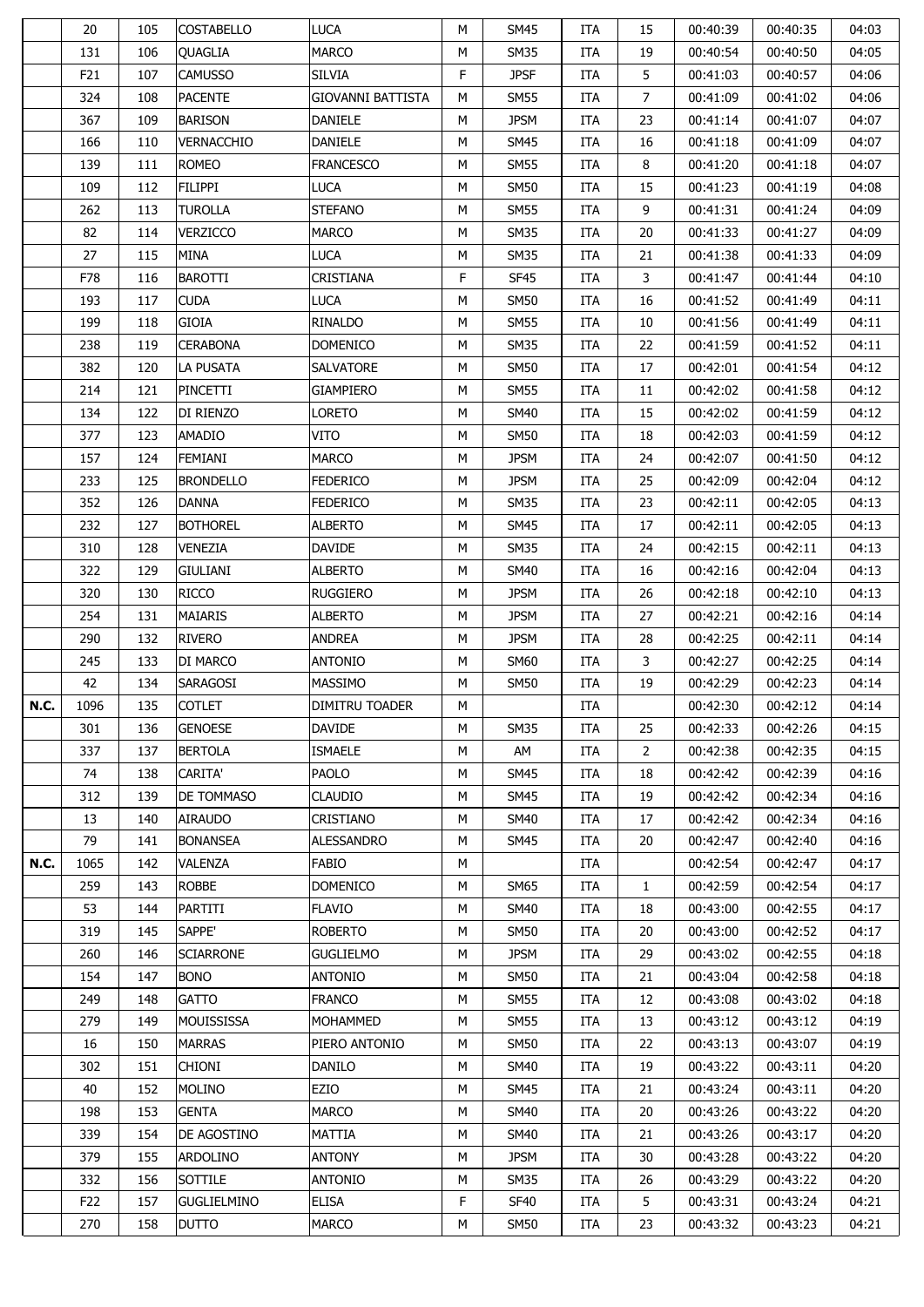| | | | | | | | | | | | |
|---|---|---|---|---|---|---|---|---|---|---|---|
| | 20 | 105 | COSTABELLO | LUCA | M | SM45 | ITA | 15 | 00:40:39 | 00:40:35 | 04:03 |
| | 131 | 106 | QUAGLIA | MARCO | M | SM35 | ITA | 19 | 00:40:54 | 00:40:50 | 04:05 |
| | F21 | 107 | CAMUSSO | SILVIA | F | JPSF | ITA | 5 | 00:41:03 | 00:40:57 | 04:06 |
| | 324 | 108 | PACENTE | GIOVANNI BATTISTA | M | SM55 | ITA | 7 | 00:41:09 | 00:41:02 | 04:06 |
| | 367 | 109 | BARISON | DANIELE | M | JPSM | ITA | 23 | 00:41:14 | 00:41:07 | 04:07 |
| | 166 | 110 | VERNACCHIO | DANIELE | M | SM45 | ITA | 16 | 00:41:18 | 00:41:09 | 04:07 |
| | 139 | 111 | ROMEO | FRANCESCO | M | SM55 | ITA | 8 | 00:41:20 | 00:41:18 | 04:07 |
| | 109 | 112 | FILIPPI | LUCA | M | SM50 | ITA | 15 | 00:41:23 | 00:41:19 | 04:08 |
| | 262 | 113 | TUROLLA | STEFANO | M | SM55 | ITA | 9 | 00:41:31 | 00:41:24 | 04:09 |
| | 82 | 114 | VERZICCO | MARCO | M | SM35 | ITA | 20 | 00:41:33 | 00:41:27 | 04:09 |
| | 27 | 115 | MINA | LUCA | M | SM35 | ITA | 21 | 00:41:38 | 00:41:33 | 04:09 |
| | F78 | 116 | BAROTTI | CRISTIANA | F | SF45 | ITA | 3 | 00:41:47 | 00:41:44 | 04:10 |
| | 193 | 117 | CUDA | LUCA | M | SM50 | ITA | 16 | 00:41:52 | 00:41:49 | 04:11 |
| | 199 | 118 | GIOIA | RINALDO | M | SM55 | ITA | 10 | 00:41:56 | 00:41:49 | 04:11 |
| | 238 | 119 | CERABONA | DOMENICO | M | SM35 | ITA | 22 | 00:41:59 | 00:41:52 | 04:11 |
| | 382 | 120 | LA PUSATA | SALVATORE | M | SM50 | ITA | 17 | 00:42:01 | 00:41:54 | 04:12 |
| | 214 | 121 | PINCETTI | GIAMPIERO | M | SM55 | ITA | 11 | 00:42:02 | 00:41:58 | 04:12 |
| | 134 | 122 | DI RIENZO | LORETO | M | SM40 | ITA | 15 | 00:42:02 | 00:41:59 | 04:12 |
| | 377 | 123 | AMADIO | VITO | M | SM50 | ITA | 18 | 00:42:03 | 00:41:59 | 04:12 |
| | 157 | 124 | FEMIANI | MARCO | M | JPSM | ITA | 24 | 00:42:07 | 00:41:50 | 04:12 |
| | 233 | 125 | BRONDELLO | FEDERICO | M | JPSM | ITA | 25 | 00:42:09 | 00:42:04 | 04:12 |
| | 352 | 126 | DANNA | FEDERICO | M | SM35 | ITA | 23 | 00:42:11 | 00:42:05 | 04:13 |
| | 232 | 127 | BOTHOREL | ALBERTO | M | SM45 | ITA | 17 | 00:42:11 | 00:42:05 | 04:13 |
| | 310 | 128 | VENEZIA | DAVIDE | M | SM35 | ITA | 24 | 00:42:15 | 00:42:11 | 04:13 |
| | 322 | 129 | GIULIANI | ALBERTO | M | SM40 | ITA | 16 | 00:42:16 | 00:42:04 | 04:13 |
| | 320 | 130 | RICCO | RUGGIERO | M | JPSM | ITA | 26 | 00:42:18 | 00:42:10 | 04:13 |
| | 254 | 131 | MAIARIS | ALBERTO | M | JPSM | ITA | 27 | 00:42:21 | 00:42:16 | 04:14 |
| | 290 | 132 | RIVERO | ANDREA | M | JPSM | ITA | 28 | 00:42:25 | 00:42:11 | 04:14 |
| | 245 | 133 | DI MARCO | ANTONIO | M | SM60 | ITA | 3 | 00:42:27 | 00:42:25 | 04:14 |
| | 42 | 134 | SARAGOSI | MASSIMO | M | SM50 | ITA | 19 | 00:42:29 | 00:42:23 | 04:14 |
| **N.C.** | 1096 | 135 | COTLET | DIMITRU TOADER | M | | ITA | | 00:42:30 | 00:42:12 | 04:14 |
| | 301 | 136 | GENOESE | DAVIDE | M | SM35 | ITA | 25 | 00:42:33 | 00:42:26 | 04:15 |
| | 337 | 137 | BERTOLA | ISMAELE | M | AM | ITA | 2 | 00:42:38 | 00:42:35 | 04:15 |
| | 74 | 138 | CARITA' | PAOLO | M | SM45 | ITA | 18 | 00:42:42 | 00:42:39 | 04:16 |
| | 312 | 139 | DE TOMMASO | CLAUDIO | M | SM45 | ITA | 19 | 00:42:42 | 00:42:34 | 04:16 |
| | 13 | 140 | AIRAUDO | CRISTIANO | M | SM40 | ITA | 17 | 00:42:42 | 00:42:34 | 04:16 |
| | 79 | 141 | BONANSEA | ALESSANDRO | M | SM45 | ITA | 20 | 00:42:47 | 00:42:40 | 04:16 |
| **N.C.** | 1065 | 142 | VALENZA | FABIO | M | | ITA | | 00:42:54 | 00:42:47 | 04:17 |
| | 259 | 143 | ROBBE | DOMENICO | M | SM65 | ITA | 1 | 00:42:59 | 00:42:54 | 04:17 |
| | 53 | 144 | PARTITI | FLAVIO | M | SM40 | ITA | 18 | 00:43:00 | 00:42:55 | 04:17 |
| | 319 | 145 | SAPPE' | ROBERTO | M | SM50 | ITA | 20 | 00:43:00 | 00:42:52 | 04:17 |
| | 260 | 146 | SCIARRONE | GUGLIELMO | M | JPSM | ITA | 29 | 00:43:02 | 00:42:55 | 04:18 |
| | 154 | 147 | BONO | ANTONIO | M | SM50 | ITA | 21 | 00:43:04 | 00:42:58 | 04:18 |
| | 249 | 148 | GATTO | FRANCO | M | SM55 | ITA | 12 | 00:43:08 | 00:43:02 | 04:18 |
| | 279 | 149 | MOUISSISSA | MOHAMMED | M | SM55 | ITA | 13 | 00:43:12 | 00:43:12 | 04:19 |
| | 16 | 150 | MARRAS | PIERO ANTONIO | M | SM50 | ITA | 22 | 00:43:13 | 00:43:07 | 04:19 |
| | 302 | 151 | CHIONI | DANILO | M | SM40 | ITA | 19 | 00:43:22 | 00:43:11 | 04:20 |
| | 40 | 152 | MOLINO | EZIO | M | SM45 | ITA | 21 | 00:43:24 | 00:43:11 | 04:20 |
| | 198 | 153 | GENTA | MARCO | M | SM40 | ITA | 20 | 00:43:26 | 00:43:22 | 04:20 |
| | 339 | 154 | DE AGOSTINO | MATTIA | M | SM40 | ITA | 21 | 00:43:26 | 00:43:17 | 04:20 |
| | 379 | 155 | ARDOLINO | ANTONY | M | JPSM | ITA | 30 | 00:43:28 | 00:43:22 | 04:20 |
| | 332 | 156 | SOTTILE | ANTONIO | M | SM35 | ITA | 26 | 00:43:29 | 00:43:22 | 04:20 |
| | F22 | 157 | GUGLIELMINO | ELISA | F | SF40 | ITA | 5 | 00:43:31 | 00:43:24 | 04:21 |
| | 270 | 158 | DUTTO | MARCO | M | SM50 | ITA | 23 | 00:43:32 | 00:43:23 | 04:21 |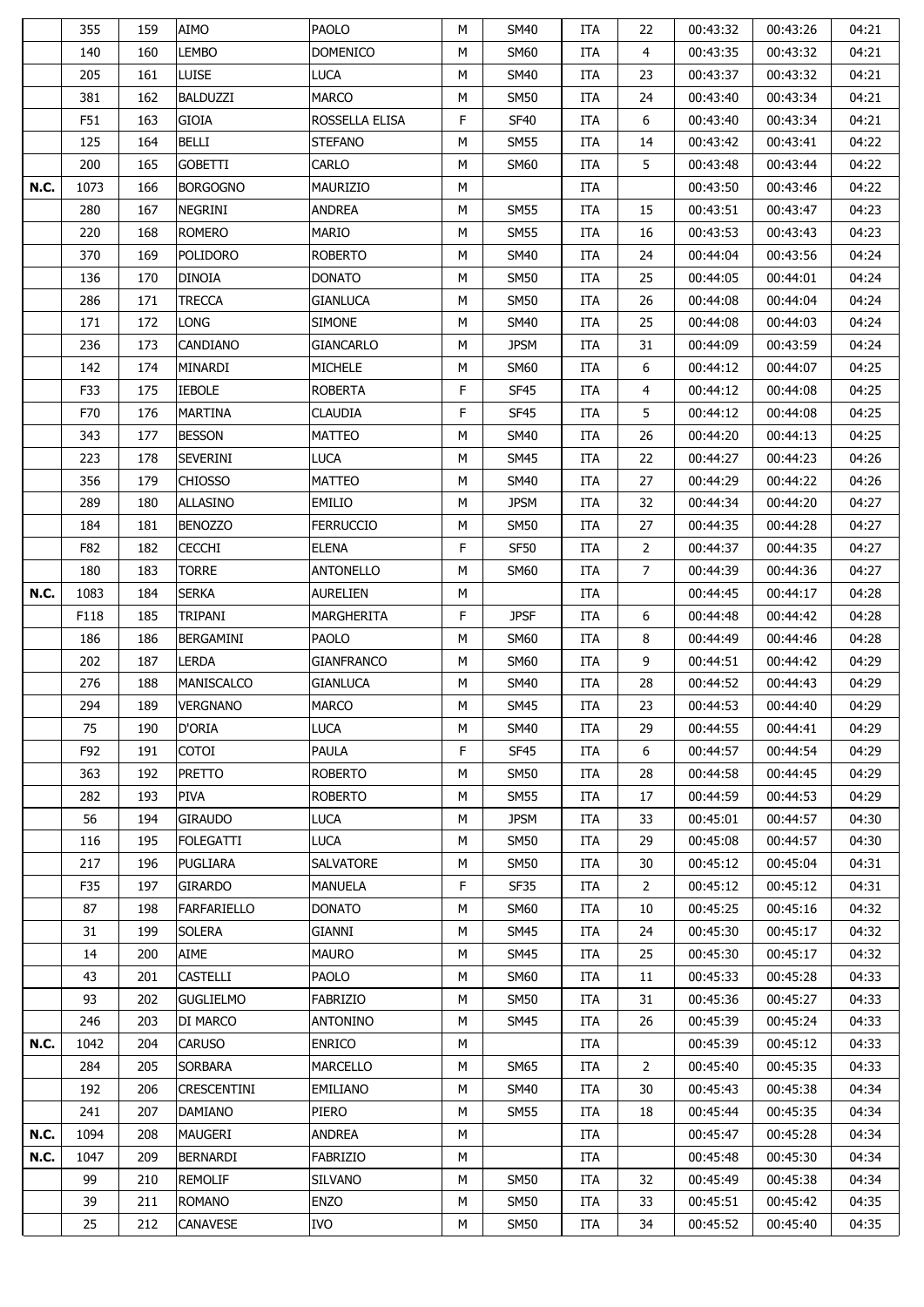|  |  |  |  |  |  |  |  |  |  |  |  |
|---|---|---|---|---|---|---|---|---|---|---|---|
|  | 355 | 159 | AIMO | PAOLO | M | SM40 | ITA | 22 | 00:43:32 | 00:43:26 | 04:21 |
|  | 140 | 160 | LEMBO | DOMENICO | M | SM60 | ITA | 4 | 00:43:35 | 00:43:32 | 04:21 |
|  | 205 | 161 | LUISE | LUCA | M | SM40 | ITA | 23 | 00:43:37 | 00:43:32 | 04:21 |
|  | 381 | 162 | BALDUZZI | MARCO | M | SM50 | ITA | 24 | 00:43:40 | 00:43:34 | 04:21 |
|  | F51 | 163 | GIOIA | ROSSELLA ELISA | F | SF40 | ITA | 6 | 00:43:40 | 00:43:34 | 04:21 |
|  | 125 | 164 | BELLI | STEFANO | M | SM55 | ITA | 14 | 00:43:42 | 00:43:41 | 04:22 |
|  | 200 | 165 | GOBETTI | CARLO | M | SM60 | ITA | 5 | 00:43:48 | 00:43:44 | 04:22 |
| **N.C.** | 1073 | 166 | BORGOGNO | MAURIZIO | M |  | ITA |  | 00:43:50 | 00:43:46 | 04:22 |
|  | 280 | 167 | NEGRINI | ANDREA | M | SM55 | ITA | 15 | 00:43:51 | 00:43:47 | 04:23 |
|  | 220 | 168 | ROMERO | MARIO | M | SM55 | ITA | 16 | 00:43:53 | 00:43:43 | 04:23 |
|  | 370 | 169 | POLIDORO | ROBERTO | M | SM40 | ITA | 24 | 00:44:04 | 00:43:56 | 04:24 |
|  | 136 | 170 | DINOIA | DONATO | M | SM50 | ITA | 25 | 00:44:05 | 00:44:01 | 04:24 |
|  | 286 | 171 | TRECCA | GIANLUCA | M | SM50 | ITA | 26 | 00:44:08 | 00:44:04 | 04:24 |
|  | 171 | 172 | LONG | SIMONE | M | SM40 | ITA | 25 | 00:44:08 | 00:44:03 | 04:24 |
|  | 236 | 173 | CANDIANO | GIANCARLO | M | JPSM | ITA | 31 | 00:44:09 | 00:43:59 | 04:24 |
|  | 142 | 174 | MINARDI | MICHELE | M | SM60 | ITA | 6 | 00:44:12 | 00:44:07 | 04:25 |
|  | F33 | 175 | IEBOLE | ROBERTA | F | SF45 | ITA | 4 | 00:44:12 | 00:44:08 | 04:25 |
|  | F70 | 176 | MARTINA | CLAUDIA | F | SF45 | ITA | 5 | 00:44:12 | 00:44:08 | 04:25 |
|  | 343 | 177 | BESSON | MATTEO | M | SM40 | ITA | 26 | 00:44:20 | 00:44:13 | 04:25 |
|  | 223 | 178 | SEVERINI | LUCA | M | SM45 | ITA | 22 | 00:44:27 | 00:44:23 | 04:26 |
|  | 356 | 179 | CHIOSSO | MATTEO | M | SM40 | ITA | 27 | 00:44:29 | 00:44:22 | 04:26 |
|  | 289 | 180 | ALLASINO | EMILIO | M | JPSM | ITA | 32 | 00:44:34 | 00:44:20 | 04:27 |
|  | 184 | 181 | BENOZZO | FERRUCCIO | M | SM50 | ITA | 27 | 00:44:35 | 00:44:28 | 04:27 |
|  | F82 | 182 | CECCHI | ELENA | F | SF50 | ITA | 2 | 00:44:37 | 00:44:35 | 04:27 |
|  | 180 | 183 | TORRE | ANTONELLO | M | SM60 | ITA | 7 | 00:44:39 | 00:44:36 | 04:27 |
| **N.C.** | 1083 | 184 | SERKA | AURELIEN | M |  | ITA |  | 00:44:45 | 00:44:17 | 04:28 |
|  | F118 | 185 | TRIPANI | MARGHERITA | F | JPSF | ITA | 6 | 00:44:48 | 00:44:42 | 04:28 |
|  | 186 | 186 | BERGAMINI | PAOLO | M | SM60 | ITA | 8 | 00:44:49 | 00:44:46 | 04:28 |
|  | 202 | 187 | LERDA | GIANFRANCO | M | SM60 | ITA | 9 | 00:44:51 | 00:44:42 | 04:29 |
|  | 276 | 188 | MANISCALCO | GIANLUCA | M | SM40 | ITA | 28 | 00:44:52 | 00:44:43 | 04:29 |
|  | 294 | 189 | VERGNANO | MARCO | M | SM45 | ITA | 23 | 00:44:53 | 00:44:40 | 04:29 |
|  | 75 | 190 | D'ORIA | LUCA | M | SM40 | ITA | 29 | 00:44:55 | 00:44:41 | 04:29 |
|  | F92 | 191 | COTOI | PAULA | F | SF45 | ITA | 6 | 00:44:57 | 00:44:54 | 04:29 |
|  | 363 | 192 | PRETTO | ROBERTO | M | SM50 | ITA | 28 | 00:44:58 | 00:44:45 | 04:29 |
|  | 282 | 193 | PIVA | ROBERTO | M | SM55 | ITA | 17 | 00:44:59 | 00:44:53 | 04:29 |
|  | 56 | 194 | GIRAUDO | LUCA | M | JPSM | ITA | 33 | 00:45:01 | 00:44:57 | 04:30 |
|  | 116 | 195 | FOLEGATTI | LUCA | M | SM50 | ITA | 29 | 00:45:08 | 00:44:57 | 04:30 |
|  | 217 | 196 | PUGLIARA | SALVATORE | M | SM50 | ITA | 30 | 00:45:12 | 00:45:04 | 04:31 |
|  | F35 | 197 | GIRARDO | MANUELA | F | SF35 | ITA | 2 | 00:45:12 | 00:45:12 | 04:31 |
|  | 87 | 198 | FARFARIELLO | DONATO | M | SM60 | ITA | 10 | 00:45:25 | 00:45:16 | 04:32 |
|  | 31 | 199 | SOLERA | GIANNI | M | SM45 | ITA | 24 | 00:45:30 | 00:45:17 | 04:32 |
|  | 14 | 200 | AIME | MAURO | M | SM45 | ITA | 25 | 00:45:30 | 00:45:17 | 04:32 |
|  | 43 | 201 | CASTELLI | PAOLO | M | SM60 | ITA | 11 | 00:45:33 | 00:45:28 | 04:33 |
|  | 93 | 202 | GUGLIELMO | FABRIZIO | M | SM50 | ITA | 31 | 00:45:36 | 00:45:27 | 04:33 |
|  | 246 | 203 | DI MARCO | ANTONINO | M | SM45 | ITA | 26 | 00:45:39 | 00:45:24 | 04:33 |
| **N.C.** | 1042 | 204 | CARUSO | ENRICO | M |  | ITA |  | 00:45:39 | 00:45:12 | 04:33 |
|  | 284 | 205 | SORBARA | MARCELLO | M | SM65 | ITA | 2 | 00:45:40 | 00:45:35 | 04:33 |
|  | 192 | 206 | CRESCENTINI | EMILIANO | M | SM40 | ITA | 30 | 00:45:43 | 00:45:38 | 04:34 |
|  | 241 | 207 | DAMIANO | PIERO | M | SM55 | ITA | 18 | 00:45:44 | 00:45:35 | 04:34 |
| **N.C.** | 1094 | 208 | MAUGERI | ANDREA | M |  | ITA |  | 00:45:47 | 00:45:28 | 04:34 |
| **N.C.** | 1047 | 209 | BERNARDI | FABRIZIO | M |  | ITA |  | 00:45:48 | 00:45:30 | 04:34 |
|  | 99 | 210 | REMOLIF | SILVANO | M | SM50 | ITA | 32 | 00:45:49 | 00:45:38 | 04:34 |
|  | 39 | 211 | ROMANO | ENZO | M | SM50 | ITA | 33 | 00:45:51 | 00:45:42 | 04:35 |
|  | 25 | 212 | CANAVESE | IVO | M | SM50 | ITA | 34 | 00:45:52 | 00:45:40 | 04:35 |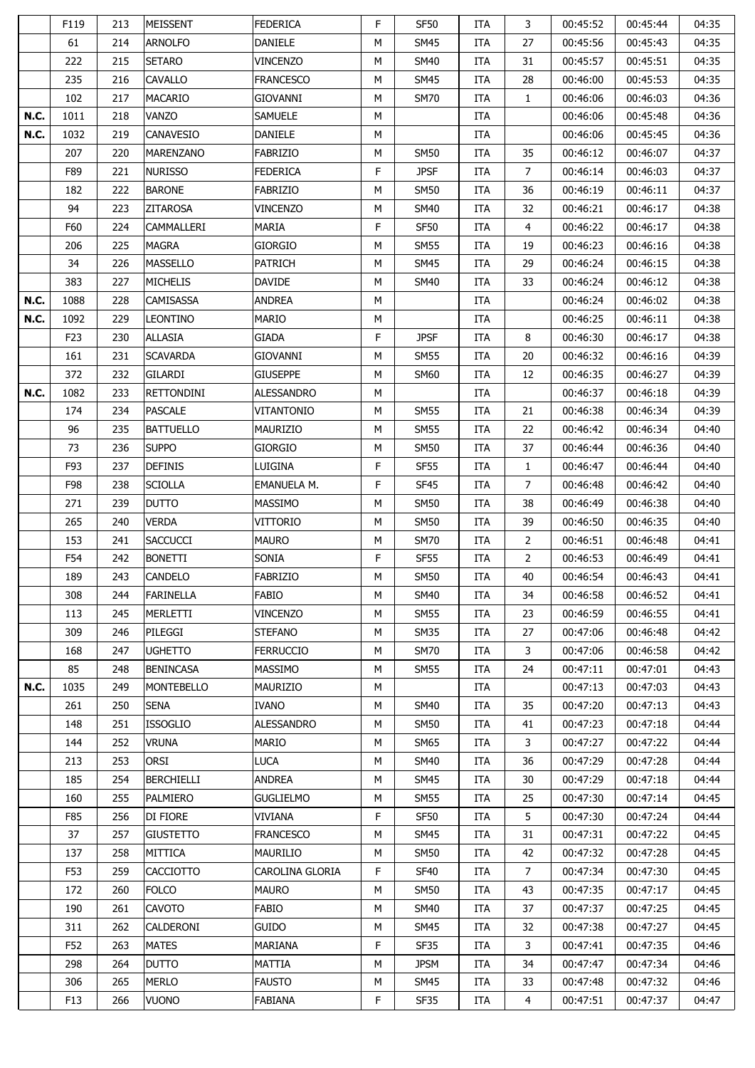| | | | | | | | | | | | |
|---|---|---|---|---|---|---|---|---|---|---|---|
| | F119 | 213 | MEISSENT | FEDERICA | F | SF50 | ITA | 3 | 00:45:52 | 00:45:44 | 04:35 |
| | 61 | 214 | ARNOLFO | DANIELE | M | SM45 | ITA | 27 | 00:45:56 | 00:45:43 | 04:35 |
| | 222 | 215 | SETARO | VINCENZO | M | SM40 | ITA | 31 | 00:45:57 | 00:45:51 | 04:35 |
| | 235 | 216 | CAVALLO | FRANCESCO | M | SM45 | ITA | 28 | 00:46:00 | 00:45:53 | 04:35 |
| | 102 | 217 | MACARIO | GIOVANNI | M | SM70 | ITA | 1 | 00:46:06 | 00:46:03 | 04:36 |
| **N.C.** | 1011 | 218 | VANZO | SAMUELE | M | | ITA | | 00:46:06 | 00:45:48 | 04:36 |
| **N.C.** | 1032 | 219 | CANAVESIO | DANIELE | M | | ITA | | 00:46:06 | 00:45:45 | 04:36 |
| | 207 | 220 | MARENZANO | FABRIZIO | M | SM50 | ITA | 35 | 00:46:12 | 00:46:07 | 04:37 |
| | F89 | 221 | NURISSO | FEDERICA | F | JPSF | ITA | 7 | 00:46:14 | 00:46:03 | 04:37 |
| | 182 | 222 | BARONE | FABRIZIO | M | SM50 | ITA | 36 | 00:46:19 | 00:46:11 | 04:37 |
| | 94 | 223 | ZITAROSA | VINCENZO | M | SM40 | ITA | 32 | 00:46:21 | 00:46:17 | 04:38 |
| | F60 | 224 | CAMMALLERI | MARIA | F | SF50 | ITA | 4 | 00:46:22 | 00:46:17 | 04:38 |
| | 206 | 225 | MAGRA | GIORGIO | M | SM55 | ITA | 19 | 00:46:23 | 00:46:16 | 04:38 |
| | 34 | 226 | MASSELLO | PATRICH | M | SM45 | ITA | 29 | 00:46:24 | 00:46:15 | 04:38 |
| | 383 | 227 | MICHELIS | DAVIDE | M | SM40 | ITA | 33 | 00:46:24 | 00:46:12 | 04:38 |
| **N.C.** | 1088 | 228 | CAMISASSA | ANDREA | M | | ITA | | 00:46:24 | 00:46:02 | 04:38 |
| **N.C.** | 1092 | 229 | LEONTINO | MARIO | M | | ITA | | 00:46:25 | 00:46:11 | 04:38 |
| | F23 | 230 | ALLASIA | GIADA | F | JPSF | ITA | 8 | 00:46:30 | 00:46:17 | 04:38 |
| | 161 | 231 | SCAVARDA | GIOVANNI | M | SM55 | ITA | 20 | 00:46:32 | 00:46:16 | 04:39 |
| | 372 | 232 | GILARDI | GIUSEPPE | M | SM60 | ITA | 12 | 00:46:35 | 00:46:27 | 04:39 |
| **N.C.** | 1082 | 233 | RETTONDINI | ALESSANDRO | M | | ITA | | 00:46:37 | 00:46:18 | 04:39 |
| | 174 | 234 | PASCALE | VITANTONIO | M | SM55 | ITA | 21 | 00:46:38 | 00:46:34 | 04:39 |
| | 96 | 235 | BATTUELLO | MAURIZIO | M | SM55 | ITA | 22 | 00:46:42 | 00:46:34 | 04:40 |
| | 73 | 236 | SUPPO | GIORGIO | M | SM50 | ITA | 37 | 00:46:44 | 00:46:36 | 04:40 |
| | F93 | 237 | DEFINIS | LUIGINA | F | SF55 | ITA | 1 | 00:46:47 | 00:46:44 | 04:40 |
| | F98 | 238 | SCIOLLA | EMANUELA M. | F | SF45 | ITA | 7 | 00:46:48 | 00:46:42 | 04:40 |
| | 271 | 239 | DUTTO | MASSIMO | M | SM50 | ITA | 38 | 00:46:49 | 00:46:38 | 04:40 |
| | 265 | 240 | VERDA | VITTORIO | M | SM50 | ITA | 39 | 00:46:50 | 00:46:35 | 04:40 |
| | 153 | 241 | SACCUCCI | MAURO | M | SM70 | ITA | 2 | 00:46:51 | 00:46:48 | 04:41 |
| | F54 | 242 | BONETTI | SONIA | F | SF55 | ITA | 2 | 00:46:53 | 00:46:49 | 04:41 |
| | 189 | 243 | CANDELO | FABRIZIO | M | SM50 | ITA | 40 | 00:46:54 | 00:46:43 | 04:41 |
| | 308 | 244 | FARINELLA | FABIO | M | SM40 | ITA | 34 | 00:46:58 | 00:46:52 | 04:41 |
| | 113 | 245 | MERLETTI | VINCENZO | M | SM55 | ITA | 23 | 00:46:59 | 00:46:55 | 04:41 |
| | 309 | 246 | PILEGGI | STEFANO | M | SM35 | ITA | 27 | 00:47:06 | 00:46:48 | 04:42 |
| | 168 | 247 | UGHETTO | FERRUCCIO | M | SM70 | ITA | 3 | 00:47:06 | 00:46:58 | 04:42 |
| | 85 | 248 | BENINCASA | MASSIMO | M | SM55 | ITA | 24 | 00:47:11 | 00:47:01 | 04:43 |
| **N.C.** | 1035 | 249 | MONTEBELLO | MAURIZIO | M | | ITA | | 00:47:13 | 00:47:03 | 04:43 |
| | 261 | 250 | SENA | IVANO | M | SM40 | ITA | 35 | 00:47:20 | 00:47:13 | 04:43 |
| | 148 | 251 | ISSOGLIO | ALESSANDRO | M | SM50 | ITA | 41 | 00:47:23 | 00:47:18 | 04:44 |
| | 144 | 252 | VRUNA | MARIO | M | SM65 | ITA | 3 | 00:47:27 | 00:47:22 | 04:44 |
| | 213 | 253 | ORSI | LUCA | M | SM40 | ITA | 36 | 00:47:29 | 00:47:28 | 04:44 |
| | 185 | 254 | BERCHIELLI | ANDREA | M | SM45 | ITA | 30 | 00:47:29 | 00:47:18 | 04:44 |
| | 160 | 255 | PALMIERO | GUGLIELMO | M | SM55 | ITA | 25 | 00:47:30 | 00:47:14 | 04:45 |
| | F85 | 256 | DI FIORE | VIVIANA | F | SF50 | ITA | 5 | 00:47:30 | 00:47:24 | 04:44 |
| | 37 | 257 | GIUSTETTO | FRANCESCO | M | SM45 | ITA | 31 | 00:47:31 | 00:47:22 | 04:45 |
| | 137 | 258 | MITTICA | MAURILIO | M | SM50 | ITA | 42 | 00:47:32 | 00:47:28 | 04:45 |
| | F53 | 259 | CACCIOTTO | CAROLINA GLORIA | F | SF40 | ITA | 7 | 00:47:34 | 00:47:30 | 04:45 |
| | 172 | 260 | FOLCO | MAURO | M | SM50 | ITA | 43 | 00:47:35 | 00:47:17 | 04:45 |
| | 190 | 261 | CAVOTO | FABIO | M | SM40 | ITA | 37 | 00:47:37 | 00:47:25 | 04:45 |
| | 311 | 262 | CALDERONI | GUIDO | M | SM45 | ITA | 32 | 00:47:38 | 00:47:27 | 04:45 |
| | F52 | 263 | MATES | MARIANA | F | SF35 | ITA | 3 | 00:47:41 | 00:47:35 | 04:46 |
| | 298 | 264 | DUTTO | MATTIA | M | JPSM | ITA | 34 | 00:47:47 | 00:47:34 | 04:46 |
| | 306 | 265 | MERLO | FAUSTO | M | SM45 | ITA | 33 | 00:47:48 | 00:47:32 | 04:46 |
| | F13 | 266 | VUONO | FABIANA | F | SF35 | ITA | 4 | 00:47:51 | 00:47:37 | 04:47 |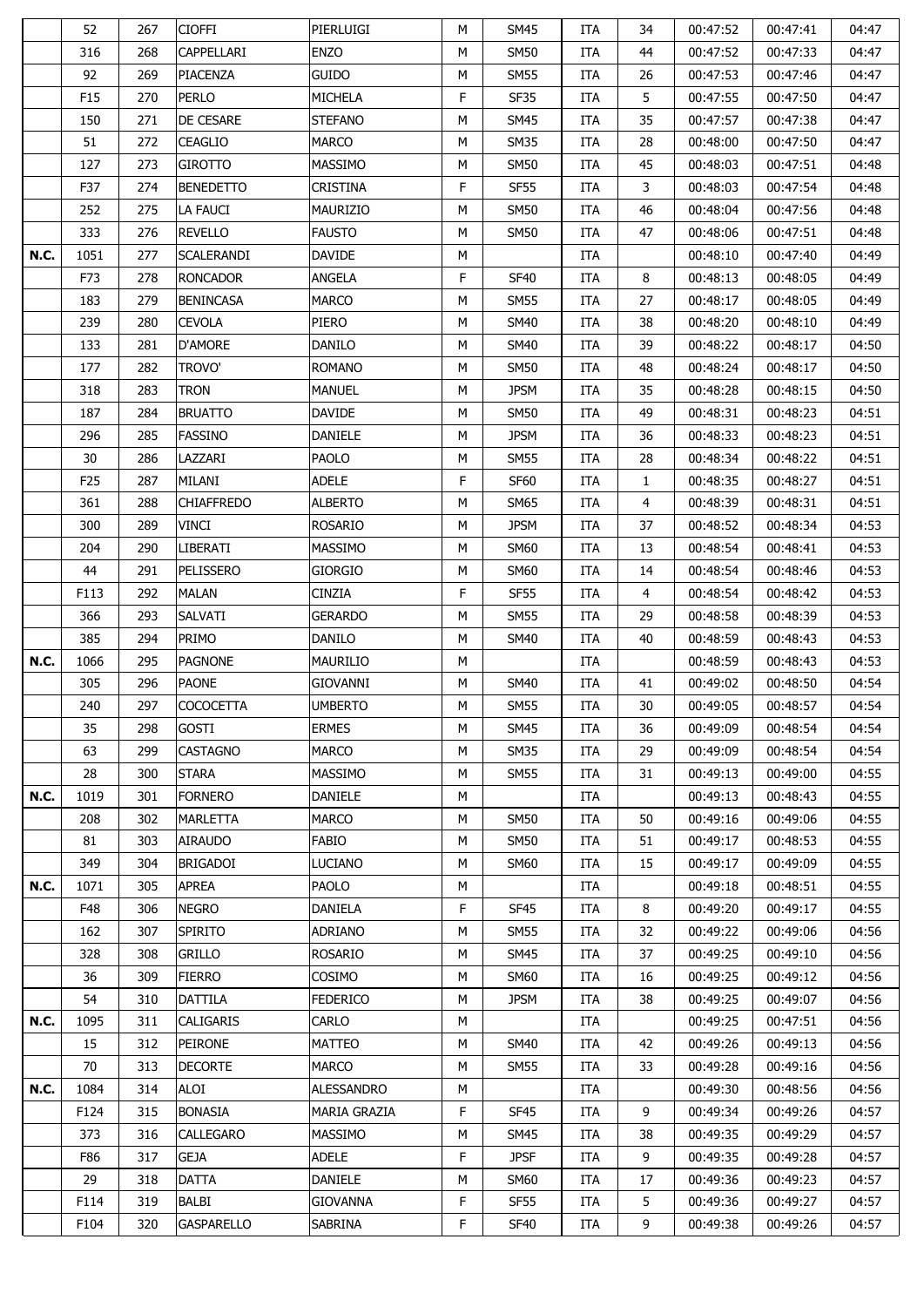| | | | | | | | | | | | |
|---|---|---|---|---|---|---|---|---|---|---|---|
| | 52 | 267 | CIOFFI | PIERLUIGI | M | SM45 | ITA | 34 | 00:47:52 | 00:47:41 | 04:47 |
| | 316 | 268 | CAPPELLARI | ENZO | M | SM50 | ITA | 44 | 00:47:52 | 00:47:33 | 04:47 |
| | 92 | 269 | PIACENZA | GUIDO | M | SM55 | ITA | 26 | 00:47:53 | 00:47:46 | 04:47 |
| | F15 | 270 | PERLO | MICHELA | F | SF35 | ITA | 5 | 00:47:55 | 00:47:50 | 04:47 |
| | 150 | 271 | DE CESARE | STEFANO | M | SM45 | ITA | 35 | 00:47:57 | 00:47:38 | 04:47 |
| | 51 | 272 | CEAGLIO | MARCO | M | SM35 | ITA | 28 | 00:48:00 | 00:47:50 | 04:47 |
| | 127 | 273 | GIROTTO | MASSIMO | M | SM50 | ITA | 45 | 00:48:03 | 00:47:51 | 04:48 |
| | F37 | 274 | BENEDETTO | CRISTINA | F | SF55 | ITA | 3 | 00:48:03 | 00:47:54 | 04:48 |
| | 252 | 275 | LA FAUCI | MAURIZIO | M | SM50 | ITA | 46 | 00:48:04 | 00:47:56 | 04:48 |
| | 333 | 276 | REVELLO | FAUSTO | M | SM50 | ITA | 47 | 00:48:06 | 00:47:51 | 04:48 |
| **N.C.** | 1051 | 277 | SCALERANDI | DAVIDE | M | | ITA | | 00:48:10 | 00:47:40 | 04:49 |
| | F73 | 278 | RONCADOR | ANGELA | F | SF40 | ITA | 8 | 00:48:13 | 00:48:05 | 04:49 |
| | 183 | 279 | BENINCASA | MARCO | M | SM55 | ITA | 27 | 00:48:17 | 00:48:05 | 04:49 |
| | 239 | 280 | CEVOLA | PIERO | M | SM40 | ITA | 38 | 00:48:20 | 00:48:10 | 04:49 |
| | 133 | 281 | D'AMORE | DANILO | M | SM40 | ITA | 39 | 00:48:22 | 00:48:17 | 04:50 |
| | 177 | 282 | TROVO' | ROMANO | M | SM50 | ITA | 48 | 00:48:24 | 00:48:17 | 04:50 |
| | 318 | 283 | TRON | MANUEL | M | JPSM | ITA | 35 | 00:48:28 | 00:48:15 | 04:50 |
| | 187 | 284 | BRUATTO | DAVIDE | M | SM50 | ITA | 49 | 00:48:31 | 00:48:23 | 04:51 |
| | 296 | 285 | FASSINO | DANIELE | M | JPSM | ITA | 36 | 00:48:33 | 00:48:23 | 04:51 |
| | 30 | 286 | LAZZARI | PAOLO | M | SM55 | ITA | 28 | 00:48:34 | 00:48:22 | 04:51 |
| | F25 | 287 | MILANI | ADELE | F | SF60 | ITA | 1 | 00:48:35 | 00:48:27 | 04:51 |
| | 361 | 288 | CHIAFFREDO | ALBERTO | M | SM65 | ITA | 4 | 00:48:39 | 00:48:31 | 04:51 |
| | 300 | 289 | VINCI | ROSARIO | M | JPSM | ITA | 37 | 00:48:52 | 00:48:34 | 04:53 |
| | 204 | 290 | LIBERATI | MASSIMO | M | SM60 | ITA | 13 | 00:48:54 | 00:48:41 | 04:53 |
| | 44 | 291 | PELISSERO | GIORGIO | M | SM60 | ITA | 14 | 00:48:54 | 00:48:46 | 04:53 |
| | F113 | 292 | MALAN | CINZIA | F | SF55 | ITA | 4 | 00:48:54 | 00:48:42 | 04:53 |
| | 366 | 293 | SALVATI | GERARDO | M | SM55 | ITA | 29 | 00:48:58 | 00:48:39 | 04:53 |
| | 385 | 294 | PRIMO | DANILO | M | SM40 | ITA | 40 | 00:48:59 | 00:48:43 | 04:53 |
| **N.C.** | 1066 | 295 | PAGNONE | MAURILIO | M | | ITA | | 00:48:59 | 00:48:43 | 04:53 |
| | 305 | 296 | PAONE | GIOVANNI | M | SM40 | ITA | 41 | 00:49:02 | 00:48:50 | 04:54 |
| | 240 | 297 | COCOCETTA | UMBERTO | M | SM55 | ITA | 30 | 00:49:05 | 00:48:57 | 04:54 |
| | 35 | 298 | GOSTI | ERMES | M | SM45 | ITA | 36 | 00:49:09 | 00:48:54 | 04:54 |
| | 63 | 299 | CASTAGNO | MARCO | M | SM35 | ITA | 29 | 00:49:09 | 00:48:54 | 04:54 |
| | 28 | 300 | STARA | MASSIMO | M | SM55 | ITA | 31 | 00:49:13 | 00:49:00 | 04:55 |
| **N.C.** | 1019 | 301 | FORNERO | DANIELE | M | | ITA | | 00:49:13 | 00:48:43 | 04:55 |
| | 208 | 302 | MARLETTA | MARCO | M | SM50 | ITA | 50 | 00:49:16 | 00:49:06 | 04:55 |
| | 81 | 303 | AIRAUDO | FABIO | M | SM50 | ITA | 51 | 00:49:17 | 00:48:53 | 04:55 |
| | 349 | 304 | BRIGADOI | LUCIANO | M | SM60 | ITA | 15 | 00:49:17 | 00:49:09 | 04:55 |
| **N.C.** | 1071 | 305 | APREA | PAOLO | M | | ITA | | 00:49:18 | 00:48:51 | 04:55 |
| | F48 | 306 | NEGRO | DANIELA | F | SF45 | ITA | 8 | 00:49:20 | 00:49:17 | 04:55 |
| | 162 | 307 | SPIRITO | ADRIANO | M | SM55 | ITA | 32 | 00:49:22 | 00:49:06 | 04:56 |
| | 328 | 308 | GRILLO | ROSARIO | M | SM45 | ITA | 37 | 00:49:25 | 00:49:10 | 04:56 |
| | 36 | 309 | FIERRO | COSIMO | M | SM60 | ITA | 16 | 00:49:25 | 00:49:12 | 04:56 |
| | 54 | 310 | DATTILA | FEDERICO | M | JPSM | ITA | 38 | 00:49:25 | 00:49:07 | 04:56 |
| **N.C.** | 1095 | 311 | CALIGARIS | CARLO | M | | ITA | | 00:49:25 | 00:47:51 | 04:56 |
| | 15 | 312 | PEIRONE | MATTEO | M | SM40 | ITA | 42 | 00:49:26 | 00:49:13 | 04:56 |
| | 70 | 313 | DECORTE | MARCO | M | SM55 | ITA | 33 | 00:49:28 | 00:49:16 | 04:56 |
| **N.C.** | 1084 | 314 | ALOI | ALESSANDRO | M | | ITA | | 00:49:30 | 00:48:56 | 04:56 |
| | F124 | 315 | BONASIA | MARIA GRAZIA | F | SF45 | ITA | 9 | 00:49:34 | 00:49:26 | 04:57 |
| | 373 | 316 | CALLEGARO | MASSIMO | M | SM45 | ITA | 38 | 00:49:35 | 00:49:29 | 04:57 |
| | F86 | 317 | GEJA | ADELE | F | JPSF | ITA | 9 | 00:49:35 | 00:49:28 | 04:57 |
| | 29 | 318 | DATTA | DANIELE | M | SM60 | ITA | 17 | 00:49:36 | 00:49:23 | 04:57 |
| | F114 | 319 | BALBI | GIOVANNA | F | SF55 | ITA | 5 | 00:49:36 | 00:49:27 | 04:57 |
| | F104 | 320 | GASPARELLO | SABRINA | F | SF40 | ITA | 9 | 00:49:38 | 00:49:26 | 04:57 |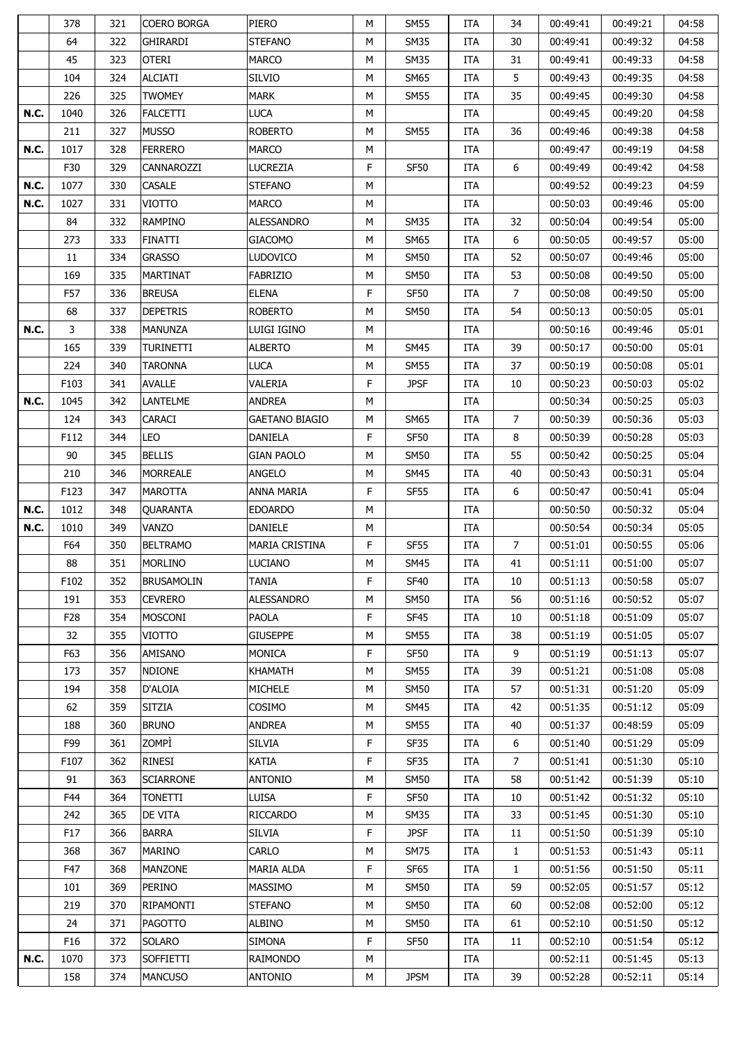| | | | | | | | | | | |
|---|---|---|---|---|---|---|---|---|---|---|
| | 378 | 321 | COERO BORGA | PIERO | M | SM55 | ITA | 34 | 00:49:41 | 00:49:21 | 04:58 |
| | 64 | 322 | GHIRARDI | STEFANO | M | SM35 | ITA | 30 | 00:49:41 | 00:49:32 | 04:58 |
| | 45 | 323 | OTERI | MARCO | M | SM35 | ITA | 31 | 00:49:41 | 00:49:33 | 04:58 |
| | 104 | 324 | ALCIATI | SILVIO | M | SM65 | ITA | 5 | 00:49:43 | 00:49:35 | 04:58 |
| | 226 | 325 | TWOMEY | MARK | M | SM55 | ITA | 35 | 00:49:45 | 00:49:30 | 04:58 |
| **N.C.** | 1040 | 326 | FALCETTI | LUCA | M | | ITA | | 00:49:45 | 00:49:20 | 04:58 |
| | 211 | 327 | MUSSO | ROBERTO | M | SM55 | ITA | 36 | 00:49:46 | 00:49:38 | 04:58 |
| **N.C.** | 1017 | 328 | FERRERO | MARCO | M | | ITA | | 00:49:47 | 00:49:19 | 04:58 |
| | F30 | 329 | CANNAROZZI | LUCREZIA | F | SF50 | ITA | 6 | 00:49:49 | 00:49:42 | 04:58 |
| **N.C.** | 1077 | 330 | CASALE | STEFANO | M | | ITA | | 00:49:52 | 00:49:23 | 04:59 |
| **N.C.** | 1027 | 331 | VIOTTO | MARCO | M | | ITA | | 00:50:03 | 00:49:46 | 05:00 |
| | 84 | 332 | RAMPINO | ALESSANDRO | M | SM35 | ITA | 32 | 00:50:04 | 00:49:54 | 05:00 |
| | 273 | 333 | FINATTI | GIACOMO | M | SM65 | ITA | 6 | 00:50:05 | 00:49:57 | 05:00 |
| | 11 | 334 | GRASSO | LUDOVICO | M | SM50 | ITA | 52 | 00:50:07 | 00:49:46 | 05:00 |
| | 169 | 335 | MARTINAT | FABRIZIO | M | SM50 | ITA | 53 | 00:50:08 | 00:49:50 | 05:00 |
| | F57 | 336 | BREUSA | ELENA | F | SF50 | ITA | 7 | 00:50:08 | 00:49:50 | 05:00 |
| | 68 | 337 | DEPETRIS | ROBERTO | M | SM50 | ITA | 54 | 00:50:13 | 00:50:05 | 05:01 |
| **N.C.** | 3 | 338 | MANUNZA | LUIGI IGINO | M | | ITA | | 00:50:16 | 00:49:46 | 05:01 |
| | 165 | 339 | TURINETTI | ALBERTO | M | SM45 | ITA | 39 | 00:50:17 | 00:50:00 | 05:01 |
| | 224 | 340 | TARONNA | LUCA | M | SM55 | ITA | 37 | 00:50:19 | 00:50:08 | 05:01 |
| | F103 | 341 | AVALLE | VALERIA | F | JPSF | ITA | 10 | 00:50:23 | 00:50:03 | 05:02 |
| **N.C.** | 1045 | 342 | LANTELME | ANDREA | M | | ITA | | 00:50:34 | 00:50:25 | 05:03 |
| | 124 | 343 | CARACI | GAETANO BIAGIO | M | SM65 | ITA | 7 | 00:50:39 | 00:50:36 | 05:03 |
| | F112 | 344 | LEO | DANIELA | F | SF50 | ITA | 8 | 00:50:39 | 00:50:28 | 05:03 |
| | 90 | 345 | BELLIS | GIAN PAOLO | M | SM50 | ITA | 55 | 00:50:42 | 00:50:25 | 05:04 |
| | 210 | 346 | MORREALE | ANGELO | M | SM45 | ITA | 40 | 00:50:43 | 00:50:31 | 05:04 |
| | F123 | 347 | MAROTTA | ANNA MARIA | F | SF55 | ITA | 6 | 00:50:47 | 00:50:41 | 05:04 |
| **N.C.** | 1012 | 348 | QUARANTA | EDOARDO | M | | ITA | | 00:50:50 | 00:50:32 | 05:04 |
| **N.C.** | 1010 | 349 | VANZO | DANIELE | M | | ITA | | 00:50:54 | 00:50:34 | 05:05 |
| | F64 | 350 | BELTRAMO | MARIA CRISTINA | F | SF55 | ITA | 7 | 00:51:01 | 00:50:55 | 05:06 |
| | 88 | 351 | MORLINO | LUCIANO | M | SM45 | ITA | 41 | 00:51:11 | 00:51:00 | 05:07 |
| | F102 | 352 | BRUSAMOLIN | TANIA | F | SF40 | ITA | 10 | 00:51:13 | 00:50:58 | 05:07 |
| | 191 | 353 | CEVRERO | ALESSANDRO | M | SM50 | ITA | 56 | 00:51:16 | 00:50:52 | 05:07 |
| | F28 | 354 | MOSCONI | PAOLA | F | SF45 | ITA | 10 | 00:51:18 | 00:51:09 | 05:07 |
| | 32 | 355 | VIOTTO | GIUSEPPE | M | SM55 | ITA | 38 | 00:51:19 | 00:51:05 | 05:07 |
| | F63 | 356 | AMISANO | MONICA | F | SF50 | ITA | 9 | 00:51:19 | 00:51:13 | 05:07 |
| | 173 | 357 | NDIONE | KHAMATH | M | SM55 | ITA | 39 | 00:51:21 | 00:51:08 | 05:08 |
| | 194 | 358 | D'ALOIA | MICHELE | M | SM50 | ITA | 57 | 00:51:31 | 00:51:20 | 05:09 |
| | 62 | 359 | SITZIA | COSIMO | M | SM45 | ITA | 42 | 00:51:35 | 00:51:12 | 05:09 |
| | 188 | 360 | BRUNO | ANDREA | M | SM55 | ITA | 40 | 00:51:37 | 00:48:59 | 05:09 |
| | F99 | 361 | ZOMPÌ | SILVIA | F | SF35 | ITA | 6 | 00:51:40 | 00:51:29 | 05:09 |
| | F107 | 362 | RINESI | KATIA | F | SF35 | ITA | 7 | 00:51:41 | 00:51:30 | 05:10 |
| | 91 | 363 | SCIARRONE | ANTONIO | M | SM50 | ITA | 58 | 00:51:42 | 00:51:39 | 05:10 |
| | F44 | 364 | TONETTI | LUISA | F | SF50 | ITA | 10 | 00:51:42 | 00:51:32 | 05:10 |
| | 242 | 365 | DE VITA | RICCARDO | M | SM35 | ITA | 33 | 00:51:45 | 00:51:30 | 05:10 |
| | F17 | 366 | BARRA | SILVIA | F | JPSF | ITA | 11 | 00:51:50 | 00:51:39 | 05:10 |
| | 368 | 367 | MARINO | CARLO | M | SM75 | ITA | 1 | 00:51:53 | 00:51:43 | 05:11 |
| | F47 | 368 | MANZONE | MARIA ALDA | F | SF65 | ITA | 1 | 00:51:56 | 00:51:50 | 05:11 |
| | 101 | 369 | PERINO | MASSIMO | M | SM50 | ITA | 59 | 00:52:05 | 00:51:57 | 05:12 |
| | 219 | 370 | RIPAMONTI | STEFANO | M | SM50 | ITA | 60 | 00:52:08 | 00:52:00 | 05:12 |
| | 24 | 371 | PAGOTTO | ALBINO | M | SM50 | ITA | 61 | 00:52:10 | 00:51:50 | 05:12 |
| | F16 | 372 | SOLARO | SIMONA | F | SF50 | ITA | 11 | 00:52:10 | 00:51:54 | 05:12 |
| **N.C.** | 1070 | 373 | SOFFIETTI | RAIMONDO | M | | ITA | | 00:52:11 | 00:51:45 | 05:13 |
| | 158 | 374 | MANCUSO | ANTONIO | M | JPSM | ITA | 39 | 00:52:28 | 00:52:11 | 05:14 |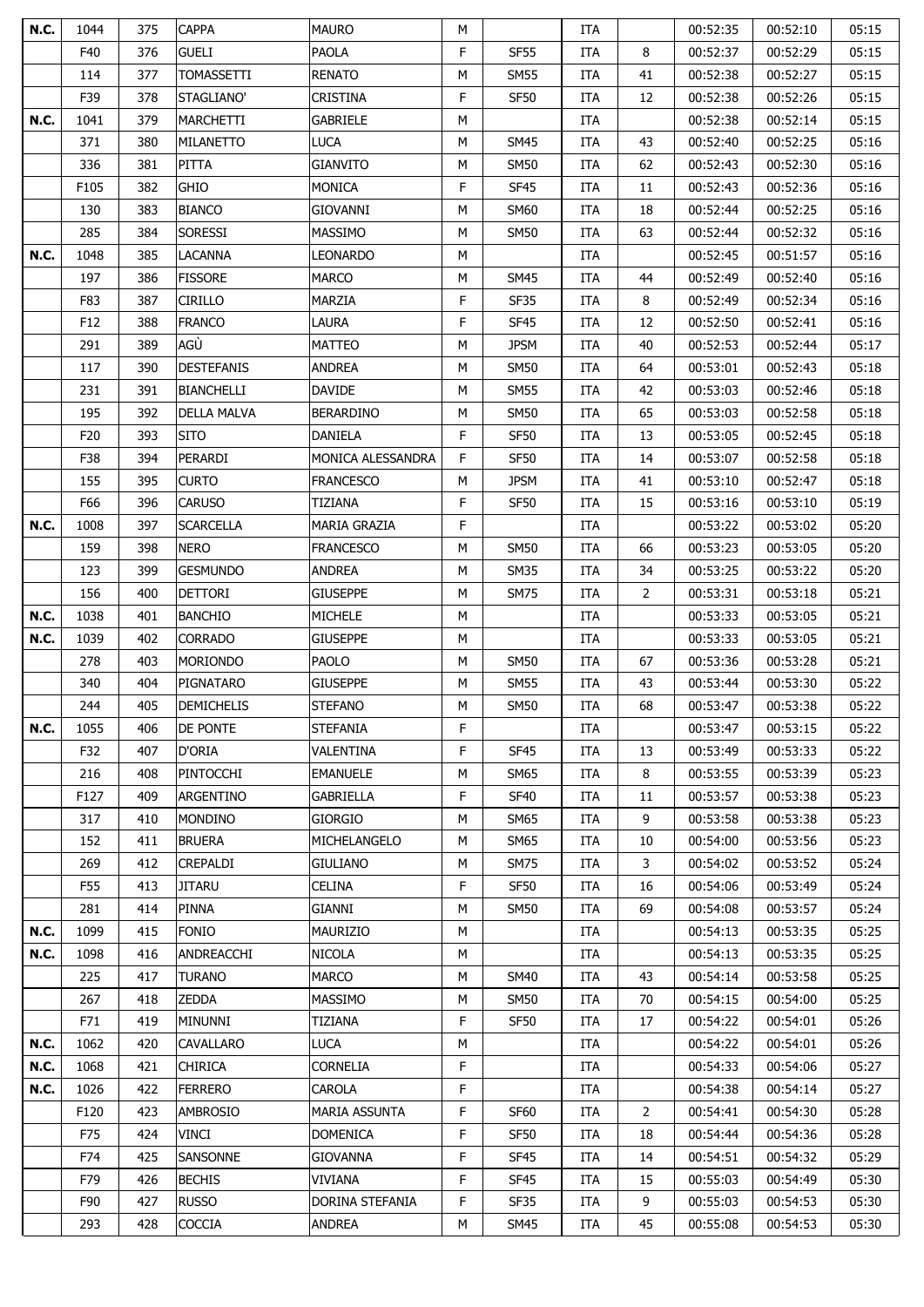| N.C. | 1044 | 375 | CAPPA | MAURO | M | | ITA | | 00:52:35 | 00:52:10 | 05:15 |
|---|---|---|---|---|---|---|---|---|---|---|---|
| | F40 | 376 | GUELI | PAOLA | F | SF55 | ITA | 8 | 00:52:37 | 00:52:29 | 05:15 |
| | 114 | 377 | TOMASSETTI | RENATO | M | SM55 | ITA | 41 | 00:52:38 | 00:52:27 | 05:15 |
| | F39 | 378 | STAGLIANO' | CRISTINA | F | SF50 | ITA | 12 | 00:52:38 | 00:52:26 | 05:15 |
| N.C. | 1041 | 379 | MARCHETTI | GABRIELE | M | | ITA | | 00:52:38 | 00:52:14 | 05:15 |
| | 371 | 380 | MILANETTO | LUCA | M | SM45 | ITA | 43 | 00:52:40 | 00:52:25 | 05:16 |
| | 336 | 381 | PITTA | GIANVITO | M | SM50 | ITA | 62 | 00:52:43 | 00:52:30 | 05:16 |
| | F105 | 382 | GHIO | MONICA | F | SF45 | ITA | 11 | 00:52:43 | 00:52:36 | 05:16 |
| | 130 | 383 | BIANCO | GIOVANNI | M | SM60 | ITA | 18 | 00:52:44 | 00:52:25 | 05:16 |
| | 285 | 384 | SORESSI | MASSIMO | M | SM50 | ITA | 63 | 00:52:44 | 00:52:32 | 05:16 |
| N.C. | 1048 | 385 | LACANNA | LEONARDO | M | | ITA | | 00:52:45 | 00:51:57 | 05:16 |
| | 197 | 386 | FISSORE | MARCO | M | SM45 | ITA | 44 | 00:52:49 | 00:52:40 | 05:16 |
| | F83 | 387 | CIRILLO | MARZIA | F | SF35 | ITA | 8 | 00:52:49 | 00:52:34 | 05:16 |
| | F12 | 388 | FRANCO | LAURA | F | SF45 | ITA | 12 | 00:52:50 | 00:52:41 | 05:16 |
| | 291 | 389 | AGÙ | MATTEO | M | JPSM | ITA | 40 | 00:52:53 | 00:52:44 | 05:17 |
| | 117 | 390 | DESTEFANIS | ANDREA | M | SM50 | ITA | 64 | 00:53:01 | 00:52:43 | 05:18 |
| | 231 | 391 | BIANCHELLI | DAVIDE | M | SM55 | ITA | 42 | 00:53:03 | 00:52:46 | 05:18 |
| | 195 | 392 | DELLA MALVA | BERARDINO | M | SM50 | ITA | 65 | 00:53:03 | 00:52:58 | 05:18 |
| | F20 | 393 | SITO | DANIELA | F | SF50 | ITA | 13 | 00:53:05 | 00:52:45 | 05:18 |
| | F38 | 394 | PERARDI | MONICA ALESSANDRA | F | SF50 | ITA | 14 | 00:53:07 | 00:52:58 | 05:18 |
| | 155 | 395 | CURTO | FRANCESCO | M | JPSM | ITA | 41 | 00:53:10 | 00:52:47 | 05:18 |
| | F66 | 396 | CARUSO | TIZIANA | F | SF50 | ITA | 15 | 00:53:16 | 00:53:10 | 05:19 |
| N.C. | 1008 | 397 | SCARCELLA | MARIA GRAZIA | F | | ITA | | 00:53:22 | 00:53:02 | 05:20 |
| | 159 | 398 | NERO | FRANCESCO | M | SM50 | ITA | 66 | 00:53:23 | 00:53:05 | 05:20 |
| | 123 | 399 | GESMUNDO | ANDREA | M | SM35 | ITA | 34 | 00:53:25 | 00:53:22 | 05:20 |
| | 156 | 400 | DETTORI | GIUSEPPE | M | SM75 | ITA | 2 | 00:53:31 | 00:53:18 | 05:21 |
| N.C. | 1038 | 401 | BANCHIO | MICHELE | M | | ITA | | 00:53:33 | 00:53:05 | 05:21 |
| N.C. | 1039 | 402 | CORRADO | GIUSEPPE | M | | ITA | | 00:53:33 | 00:53:05 | 05:21 |
| | 278 | 403 | MORIONDO | PAOLO | M | SM50 | ITA | 67 | 00:53:36 | 00:53:28 | 05:21 |
| | 340 | 404 | PIGNATARO | GIUSEPPE | M | SM55 | ITA | 43 | 00:53:44 | 00:53:30 | 05:22 |
| | 244 | 405 | DEMICHELIS | STEFANO | M | SM50 | ITA | 68 | 00:53:47 | 00:53:38 | 05:22 |
| N.C. | 1055 | 406 | DE PONTE | STEFANIA | F | | ITA | | 00:53:47 | 00:53:15 | 05:22 |
| | F32 | 407 | D'ORIA | VALENTINA | F | SF45 | ITA | 13 | 00:53:49 | 00:53:33 | 05:22 |
| | 216 | 408 | PINTOCCHI | EMANUELE | M | SM65 | ITA | 8 | 00:53:55 | 00:53:39 | 05:23 |
| | F127 | 409 | ARGENTINO | GABRIELLA | F | SF40 | ITA | 11 | 00:53:57 | 00:53:38 | 05:23 |
| | 317 | 410 | MONDINO | GIORGIO | M | SM65 | ITA | 9 | 00:53:58 | 00:53:38 | 05:23 |
| | 152 | 411 | BRUERA | MICHELANGELO | M | SM65 | ITA | 10 | 00:54:00 | 00:53:56 | 05:23 |
| | 269 | 412 | CREPALDI | GIULIANO | M | SM75 | ITA | 3 | 00:54:02 | 00:53:52 | 05:24 |
| | F55 | 413 | JITARU | CELINA | F | SF50 | ITA | 16 | 00:54:06 | 00:53:49 | 05:24 |
| | 281 | 414 | PINNA | GIANNI | M | SM50 | ITA | 69 | 00:54:08 | 00:53:57 | 05:24 |
| N.C. | 1099 | 415 | FONIO | MAURIZIO | M | | ITA | | 00:54:13 | 00:53:35 | 05:25 |
| N.C. | 1098 | 416 | ANDREACCHI | NICOLA | M | | ITA | | 00:54:13 | 00:53:35 | 05:25 |
| | 225 | 417 | TURANO | MARCO | M | SM40 | ITA | 43 | 00:54:14 | 00:53:58 | 05:25 |
| | 267 | 418 | ZEDDA | MASSIMO | M | SM50 | ITA | 70 | 00:54:15 | 00:54:00 | 05:25 |
| | F71 | 419 | MINUNNI | TIZIANA | F | SF50 | ITA | 17 | 00:54:22 | 00:54:01 | 05:26 |
| N.C. | 1062 | 420 | CAVALLARO | LUCA | M | | ITA | | 00:54:22 | 00:54:01 | 05:26 |
| N.C. | 1068 | 421 | CHIRICA | CORNELIA | F | | ITA | | 00:54:33 | 00:54:06 | 05:27 |
| N.C. | 1026 | 422 | FERRERO | CAROLA | F | | ITA | | 00:54:38 | 00:54:14 | 05:27 |
| | F120 | 423 | AMBROSIO | MARIA ASSUNTA | F | SF60 | ITA | 2 | 00:54:41 | 00:54:30 | 05:28 |
| | F75 | 424 | VINCI | DOMENICA | F | SF50 | ITA | 18 | 00:54:44 | 00:54:36 | 05:28 |
| | F74 | 425 | SANSONNE | GIOVANNA | F | SF45 | ITA | 14 | 00:54:51 | 00:54:32 | 05:29 |
| | F79 | 426 | BECHIS | VIVIANA | F | SF45 | ITA | 15 | 00:55:03 | 00:54:49 | 05:30 |
| | F90 | 427 | RUSSO | DORINA STEFANIA | F | SF35 | ITA | 9 | 00:55:03 | 00:54:53 | 05:30 |
| | 293 | 428 | COCCIA | ANDREA | M | SM45 | ITA | 45 | 00:55:08 | 00:54:53 | 05:30 |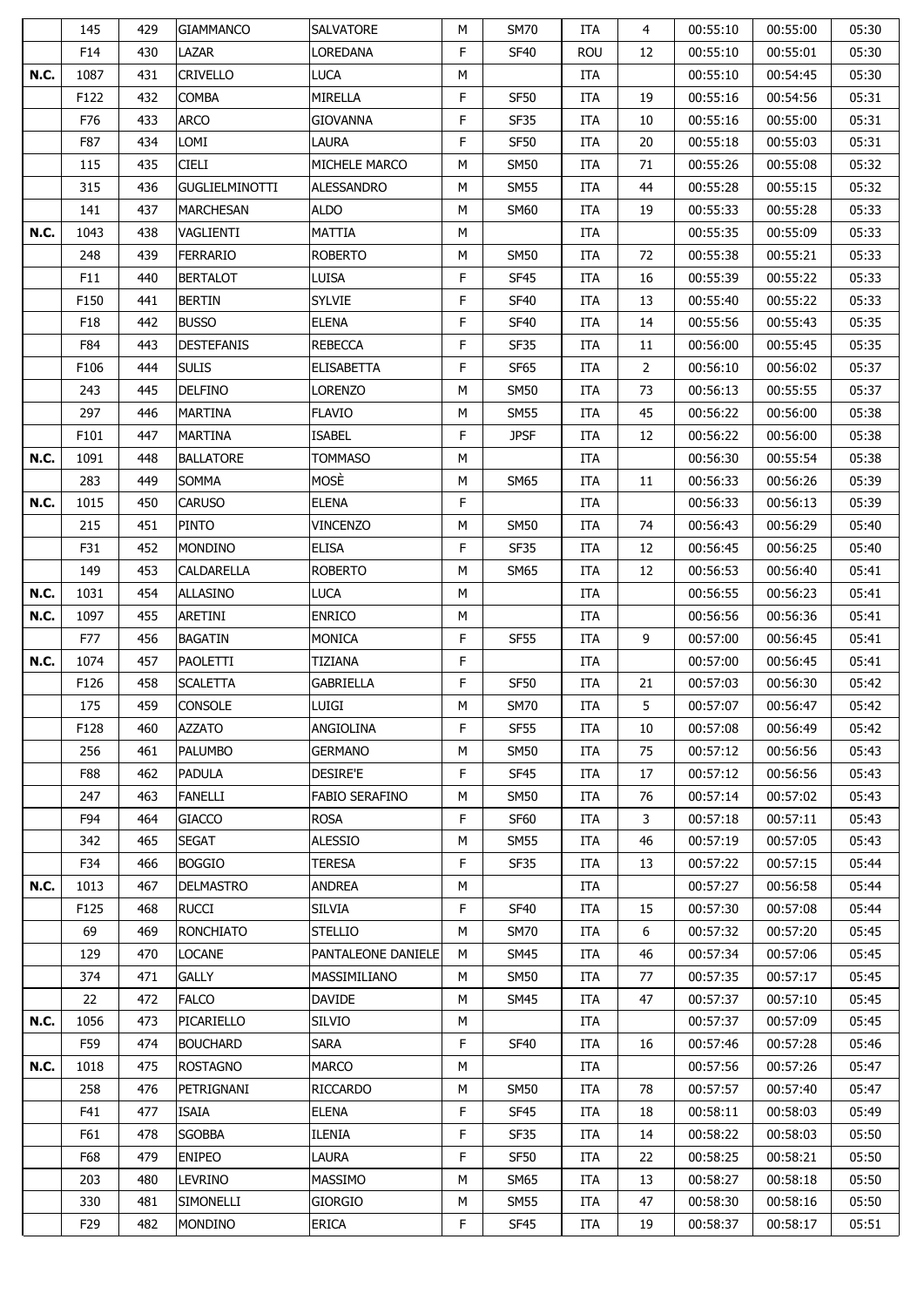| | | | | | | | | | | | |
|---|---|---|---|---|---|---|---|---|---|---|---|
| | 145 | 429 | GIAMMANCO | SALVATORE | M | SM70 | ITA | 4 | 00:55:10 | 00:55:00 | 05:30 |
| | F14 | 430 | LAZAR | LOREDANA | F | SF40 | ROU | 12 | 00:55:10 | 00:55:01 | 05:30 |
| **N.C.** | 1087 | 431 | CRIVELLO | LUCA | M | | ITA | | 00:55:10 | 00:54:45 | 05:30 |
| | F122 | 432 | COMBA | MIRELLA | F | SF50 | ITA | 19 | 00:55:16 | 00:54:56 | 05:31 |
| | F76 | 433 | ARCO | GIOVANNA | F | SF35 | ITA | 10 | 00:55:16 | 00:55:00 | 05:31 |
| | F87 | 434 | LOMI | LAURA | F | SF50 | ITA | 20 | 00:55:18 | 00:55:03 | 05:31 |
| | 115 | 435 | CIELI | MICHELE MARCO | M | SM50 | ITA | 71 | 00:55:26 | 00:55:08 | 05:32 |
| | 315 | 436 | GUGLIELMINOTTI | ALESSANDRO | M | SM55 | ITA | 44 | 00:55:28 | 00:55:15 | 05:32 |
| | 141 | 437 | MARCHESAN | ALDO | M | SM60 | ITA | 19 | 00:55:33 | 00:55:28 | 05:33 |
| **N.C.** | 1043 | 438 | VAGLIENTI | MATTIA | M | | ITA | | 00:55:35 | 00:55:09 | 05:33 |
| | 248 | 439 | FERRARIO | ROBERTO | M | SM50 | ITA | 72 | 00:55:38 | 00:55:21 | 05:33 |
| | F11 | 440 | BERTALOT | LUISA | F | SF45 | ITA | 16 | 00:55:39 | 00:55:22 | 05:33 |
| | F150 | 441 | BERTIN | SYLVIE | F | SF40 | ITA | 13 | 00:55:40 | 00:55:22 | 05:33 |
| | F18 | 442 | BUSSO | ELENA | F | SF40 | ITA | 14 | 00:55:56 | 00:55:43 | 05:35 |
| | F84 | 443 | DESTEFANIS | REBECCA | F | SF35 | ITA | 11 | 00:56:00 | 00:55:45 | 05:35 |
| | F106 | 444 | SULIS | ELISABETTA | F | SF65 | ITA | 2 | 00:56:10 | 00:56:02 | 05:37 |
| | 243 | 445 | DELFINO | LORENZO | M | SM50 | ITA | 73 | 00:56:13 | 00:55:55 | 05:37 |
| | 297 | 446 | MARTINA | FLAVIO | M | SM55 | ITA | 45 | 00:56:22 | 00:56:00 | 05:38 |
| | F101 | 447 | MARTINA | ISABEL | F | JPSF | ITA | 12 | 00:56:22 | 00:56:00 | 05:38 |
| **N.C.** | 1091 | 448 | BALLATORE | TOMMASO | M | | ITA | | 00:56:30 | 00:55:54 | 05:38 |
| | 283 | 449 | SOMMA | MOSÈ | M | SM65 | ITA | 11 | 00:56:33 | 00:56:26 | 05:39 |
| **N.C.** | 1015 | 450 | CARUSO | ELENA | F | | ITA | | 00:56:33 | 00:56:13 | 05:39 |
| | 215 | 451 | PINTO | VINCENZO | M | SM50 | ITA | 74 | 00:56:43 | 00:56:29 | 05:40 |
| | F31 | 452 | MONDINO | ELISA | F | SF35 | ITA | 12 | 00:56:45 | 00:56:25 | 05:40 |
| | 149 | 453 | CALDARELLA | ROBERTO | M | SM65 | ITA | 12 | 00:56:53 | 00:56:40 | 05:41 |
| **N.C.** | 1031 | 454 | ALLASINO | LUCA | M | | ITA | | 00:56:55 | 00:56:23 | 05:41 |
| **N.C.** | 1097 | 455 | ARETINI | ENRICO | M | | ITA | | 00:56:56 | 00:56:36 | 05:41 |
| | F77 | 456 | BAGATIN | MONICA | F | SF55 | ITA | 9 | 00:57:00 | 00:56:45 | 05:41 |
| **N.C.** | 1074 | 457 | PAOLETTI | TIZIANA | F | | ITA | | 00:57:00 | 00:56:45 | 05:41 |
| | F126 | 458 | SCALETTA | GABRIELLA | F | SF50 | ITA | 21 | 00:57:03 | 00:56:30 | 05:42 |
| | 175 | 459 | CONSOLE | LUIGI | M | SM70 | ITA | 5 | 00:57:07 | 00:56:47 | 05:42 |
| | F128 | 460 | AZZATO | ANGIOLINA | F | SF55 | ITA | 10 | 00:57:08 | 00:56:49 | 05:42 |
| | 256 | 461 | PALUMBO | GERMANO | M | SM50 | ITA | 75 | 00:57:12 | 00:56:56 | 05:43 |
| | F88 | 462 | PADULA | DESIRE'E | F | SF45 | ITA | 17 | 00:57:12 | 00:56:56 | 05:43 |
| | 247 | 463 | FANELLI | FABIO SERAFINO | M | SM50 | ITA | 76 | 00:57:14 | 00:57:02 | 05:43 |
| | F94 | 464 | GIACCO | ROSA | F | SF60 | ITA | 3 | 00:57:18 | 00:57:11 | 05:43 |
| | 342 | 465 | SEGAT | ALESSIO | M | SM55 | ITA | 46 | 00:57:19 | 00:57:05 | 05:43 |
| | F34 | 466 | BOGGIO | TERESA | F | SF35 | ITA | 13 | 00:57:22 | 00:57:15 | 05:44 |
| **N.C.** | 1013 | 467 | DELMASTRO | ANDREA | M | | ITA | | 00:57:27 | 00:56:58 | 05:44 |
| | F125 | 468 | RUCCI | SILVIA | F | SF40 | ITA | 15 | 00:57:30 | 00:57:08 | 05:44 |
| | 69 | 469 | RONCHIATO | STELLIO | M | SM70 | ITA | 6 | 00:57:32 | 00:57:20 | 05:45 |
| | 129 | 470 | LOCANE | PANTALEONE DANIELE | M | SM45 | ITA | 46 | 00:57:34 | 00:57:06 | 05:45 |
| | 374 | 471 | GALLY | MASSIMILIANO | M | SM50 | ITA | 77 | 00:57:35 | 00:57:17 | 05:45 |
| | 22 | 472 | FALCO | DAVIDE | M | SM45 | ITA | 47 | 00:57:37 | 00:57:10 | 05:45 |
| **N.C.** | 1056 | 473 | PICARIELLO | SILVIO | M | | ITA | | 00:57:37 | 00:57:09 | 05:45 |
| | F59 | 474 | BOUCHARD | SARA | F | SF40 | ITA | 16 | 00:57:46 | 00:57:28 | 05:46 |
| **N.C.** | 1018 | 475 | ROSTAGNO | MARCO | M | | ITA | | 00:57:56 | 00:57:26 | 05:47 |
| | 258 | 476 | PETRIGNANI | RICCARDO | M | SM50 | ITA | 78 | 00:57:57 | 00:57:40 | 05:47 |
| | F41 | 477 | ISAIA | ELENA | F | SF45 | ITA | 18 | 00:58:11 | 00:58:03 | 05:49 |
| | F61 | 478 | SGOBBA | ILENIA | F | SF35 | ITA | 14 | 00:58:22 | 00:58:03 | 05:50 |
| | F68 | 479 | ENIPEO | LAURA | F | SF50 | ITA | 22 | 00:58:25 | 00:58:21 | 05:50 |
| | 203 | 480 | LEVRINO | MASSIMO | M | SM65 | ITA | 13 | 00:58:27 | 00:58:18 | 05:50 |
| | 330 | 481 | SIMONELLI | GIORGIO | M | SM55 | ITA | 47 | 00:58:30 | 00:58:16 | 05:50 |
| | F29 | 482 | MONDINO | ERICA | F | SF45 | ITA | 19 | 00:58:37 | 00:58:17 | 05:51 |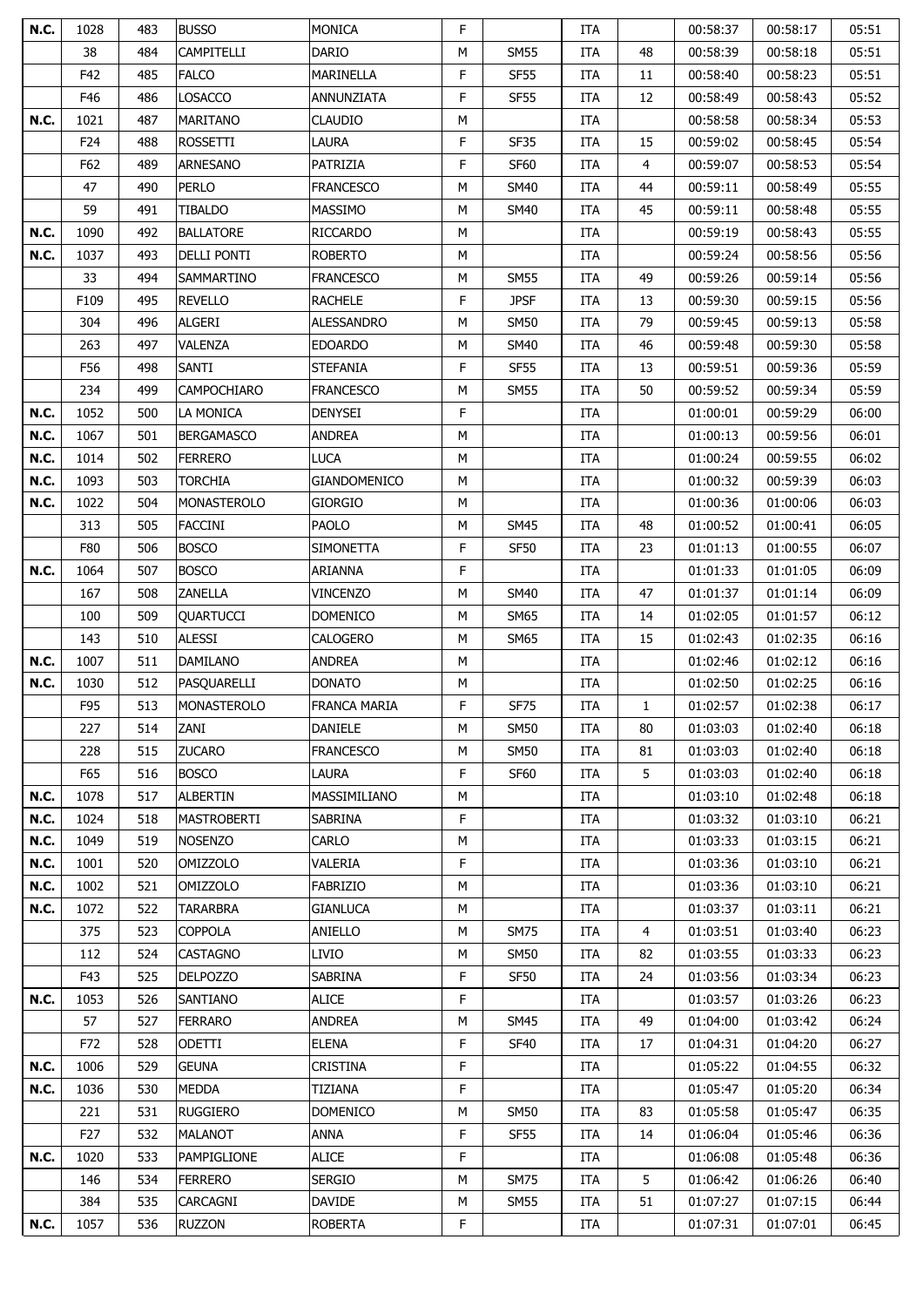| | | | | | | | | | | | |
|---|---|---|---|---|---|---|---|---|---|---|---|
| **N.C.** | 1028 | 483 | BUSSO | MONICA | F | | ITA | | 00:58:37 | 00:58:17 | 05:51 |
| | 38 | 484 | CAMPITELLI | DARIO | M | SM55 | ITA | 48 | 00:58:39 | 00:58:18 | 05:51 |
| | F42 | 485 | FALCO | MARINELLA | F | SF55 | ITA | 11 | 00:58:40 | 00:58:23 | 05:51 |
| | F46 | 486 | LOSACCO | ANNUNZIATA | F | SF55 | ITA | 12 | 00:58:49 | 00:58:43 | 05:52 |
| **N.C.** | 1021 | 487 | MARITANO | CLAUDIO | M | | ITA | | 00:58:58 | 00:58:34 | 05:53 |
| | F24 | 488 | ROSSETTI | LAURA | F | SF35 | ITA | 15 | 00:59:02 | 00:58:45 | 05:54 |
| | F62 | 489 | ARNESANO | PATRIZIA | F | SF60 | ITA | 4 | 00:59:07 | 00:58:53 | 05:54 |
| | 47 | 490 | PERLO | FRANCESCO | M | SM40 | ITA | 44 | 00:59:11 | 00:58:49 | 05:55 |
| | 59 | 491 | TIBALDO | MASSIMO | M | SM40 | ITA | 45 | 00:59:11 | 00:58:48 | 05:55 |
| **N.C.** | 1090 | 492 | BALLATORE | RICCARDO | M | | ITA | | 00:59:19 | 00:58:43 | 05:55 |
| **N.C.** | 1037 | 493 | DELLI PONTI | ROBERTO | M | | ITA | | 00:59:24 | 00:58:56 | 05:56 |
| | 33 | 494 | SAMMARTINO | FRANCESCO | M | SM55 | ITA | 49 | 00:59:26 | 00:59:14 | 05:56 |
| | F109 | 495 | REVELLO | RACHELE | F | JPSF | ITA | 13 | 00:59:30 | 00:59:15 | 05:56 |
| | 304 | 496 | ALGERI | ALESSANDRO | M | SM50 | ITA | 79 | 00:59:45 | 00:59:13 | 05:58 |
| | 263 | 497 | VALENZA | EDOARDO | M | SM40 | ITA | 46 | 00:59:48 | 00:59:30 | 05:58 |
| | F56 | 498 | SANTI | STEFANIA | F | SF55 | ITA | 13 | 00:59:51 | 00:59:36 | 05:59 |
| | 234 | 499 | CAMPOCHIARO | FRANCESCO | M | SM55 | ITA | 50 | 00:59:52 | 00:59:34 | 05:59 |
| **N.C.** | 1052 | 500 | LA MONICA | DENYSEI | F | | ITA | | 01:00:01 | 00:59:29 | 06:00 |
| **N.C.** | 1067 | 501 | BERGAMASCO | ANDREA | M | | ITA | | 01:00:13 | 00:59:56 | 06:01 |
| **N.C.** | 1014 | 502 | FERRERO | LUCA | M | | ITA | | 01:00:24 | 00:59:55 | 06:02 |
| **N.C.** | 1093 | 503 | TORCHIA | GIANDOMENICO | M | | ITA | | 01:00:32 | 00:59:39 | 06:03 |
| **N.C.** | 1022 | 504 | MONASTEROLO | GIORGIO | M | | ITA | | 01:00:36 | 01:00:06 | 06:03 |
| | 313 | 505 | FACCINI | PAOLO | M | SM45 | ITA | 48 | 01:00:52 | 01:00:41 | 06:05 |
| | F80 | 506 | BOSCO | SIMONETTA | F | SF50 | ITA | 23 | 01:01:13 | 01:00:55 | 06:07 |
| **N.C.** | 1064 | 507 | BOSCO | ARIANNA | F | | ITA | | 01:01:33 | 01:01:05 | 06:09 |
| | 167 | 508 | ZANELLA | VINCENZO | M | SM40 | ITA | 47 | 01:01:37 | 01:01:14 | 06:09 |
| | 100 | 509 | QUARTUCCI | DOMENICO | M | SM65 | ITA | 14 | 01:02:05 | 01:01:57 | 06:12 |
| | 143 | 510 | ALESSI | CALOGERO | M | SM65 | ITA | 15 | 01:02:43 | 01:02:35 | 06:16 |
| **N.C.** | 1007 | 511 | DAMILANO | ANDREA | M | | ITA | | 01:02:46 | 01:02:12 | 06:16 |
| **N.C.** | 1030 | 512 | PASQUARELLI | DONATO | M | | ITA | | 01:02:50 | 01:02:25 | 06:16 |
| | F95 | 513 | MONASTEROLO | FRANCA MARIA | F | SF75 | ITA | 1 | 01:02:57 | 01:02:38 | 06:17 |
| | 227 | 514 | ZANI | DANIELE | M | SM50 | ITA | 80 | 01:03:03 | 01:02:40 | 06:18 |
| | 228 | 515 | ZUCARO | FRANCESCO | M | SM50 | ITA | 81 | 01:03:03 | 01:02:40 | 06:18 |
| | F65 | 516 | BOSCO | LAURA | F | SF60 | ITA | 5 | 01:03:03 | 01:02:40 | 06:18 |
| **N.C.** | 1078 | 517 | ALBERTIN | MASSIMILIANO | M | | ITA | | 01:03:10 | 01:02:48 | 06:18 |
| **N.C.** | 1024 | 518 | MASTROBERTI | SABRINA | F | | ITA | | 01:03:32 | 01:03:10 | 06:21 |
| **N.C.** | 1049 | 519 | NOSENZO | CARLO | M | | ITA | | 01:03:33 | 01:03:15 | 06:21 |
| **N.C.** | 1001 | 520 | OMIZZOLO | VALERIA | F | | ITA | | 01:03:36 | 01:03:10 | 06:21 |
| **N.C.** | 1002 | 521 | OMIZZOLO | FABRIZIO | M | | ITA | | 01:03:36 | 01:03:10 | 06:21 |
| **N.C.** | 1072 | 522 | TARARBRA | GIANLUCA | M | | ITA | | 01:03:37 | 01:03:11 | 06:21 |
| | 375 | 523 | COPPOLA | ANIELLO | M | SM75 | ITA | 4 | 01:03:51 | 01:03:40 | 06:23 |
| | 112 | 524 | CASTAGNO | LIVIO | M | SM50 | ITA | 82 | 01:03:55 | 01:03:33 | 06:23 |
| | F43 | 525 | DELPOZZO | SABRINA | F | SF50 | ITA | 24 | 01:03:56 | 01:03:34 | 06:23 |
| **N.C.** | 1053 | 526 | SANTIANO | ALICE | F | | ITA | | 01:03:57 | 01:03:26 | 06:23 |
| | 57 | 527 | FERRARO | ANDREA | M | SM45 | ITA | 49 | 01:04:00 | 01:03:42 | 06:24 |
| | F72 | 528 | ODETTI | ELENA | F | SF40 | ITA | 17 | 01:04:31 | 01:04:20 | 06:27 |
| **N.C.** | 1006 | 529 | GEUNA | CRISTINA | F | | ITA | | 01:05:22 | 01:04:55 | 06:32 |
| **N.C.** | 1036 | 530 | MEDDA | TIZIANA | F | | ITA | | 01:05:47 | 01:05:20 | 06:34 |
| | 221 | 531 | RUGGIERO | DOMENICO | M | SM50 | ITA | 83 | 01:05:58 | 01:05:47 | 06:35 |
| | F27 | 532 | MALANOT | ANNA | F | SF55 | ITA | 14 | 01:06:04 | 01:05:46 | 06:36 |
| **N.C.** | 1020 | 533 | PAMPIGLIONE | ALICE | F | | ITA | | 01:06:08 | 01:05:48 | 06:36 |
| | 146 | 534 | FERRERO | SERGIO | M | SM75 | ITA | 5 | 01:06:42 | 01:06:26 | 06:40 |
| | 384 | 535 | CARCAGNI | DAVIDE | M | SM55 | ITA | 51 | 01:07:27 | 01:07:15 | 06:44 |
| **N.C.** | 1057 | 536 | RUZZON | ROBERTA | F | | ITA | | 01:07:31 | 01:07:01 | 06:45 |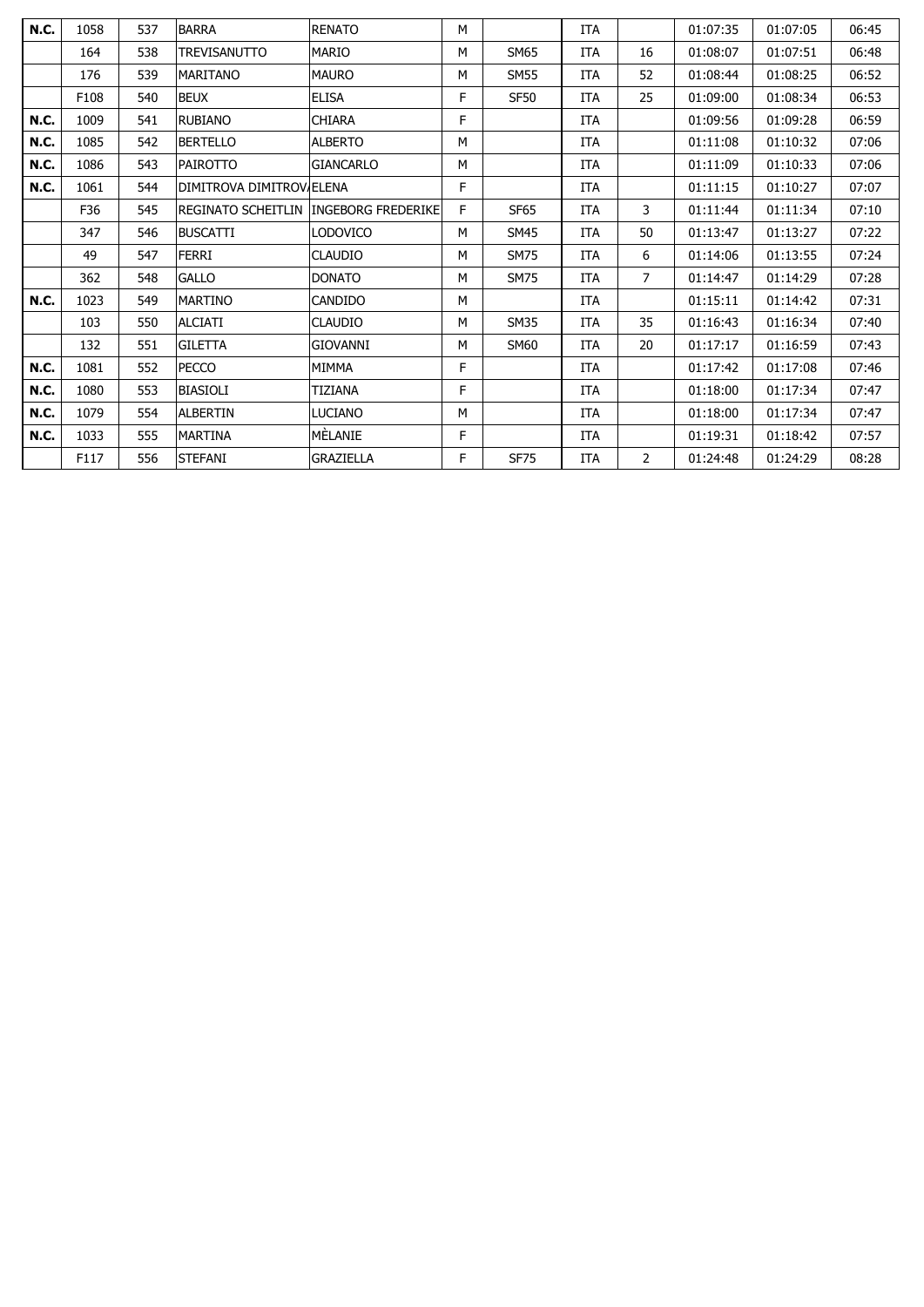| | | | | | | | | | | | |
|---|---|---|---|---|---|---|---|---|---|---|---|
| **N.C.** | 1058 | 537 | BARRA | RENATO | M | | ITA | | 01:07:35 | 01:07:05 | 06:45 |
| | 164 | 538 | TREVISANUTTO | MARIO | M | SM65 | ITA | 16 | 01:08:07 | 01:07:51 | 06:48 |
| | 176 | 539 | MARITANO | MAURO | M | SM55 | ITA | 52 | 01:08:44 | 01:08:25 | 06:52 |
| | F108 | 540 | BEUX | ELISA | F | SF50 | ITA | 25 | 01:09:00 | 01:08:34 | 06:53 |
| **N.C.** | 1009 | 541 | RUBIANO | CHIARA | F | | ITA | | 01:09:56 | 01:09:28 | 06:59 |
| **N.C.** | 1085 | 542 | BERTELLO | ALBERTO | M | | ITA | | 01:11:08 | 01:10:32 | 07:06 |
| **N.C.** | 1086 | 543 | PAIROTTO | GIANCARLO | M | | ITA | | 01:11:09 | 01:10:33 | 07:06 |
| **N.C.** | 1061 | 544 | DIMITROVA DIMITROVA | ELENA | F | | ITA | | 01:11:15 | 01:10:27 | 07:07 |
| | F36 | 545 | REGINATO SCHEITLIN | INGEBORG FREDERIKE | F | SF65 | ITA | 3 | 01:11:44 | 01:11:34 | 07:10 |
| | 347 | 546 | BUSCATTI | LODOVICO | M | SM45 | ITA | 50 | 01:13:47 | 01:13:27 | 07:22 |
| | 49 | 547 | FERRI | CLAUDIO | M | SM75 | ITA | 6 | 01:14:06 | 01:13:55 | 07:24 |
| | 362 | 548 | GALLO | DONATO | M | SM75 | ITA | 7 | 01:14:47 | 01:14:29 | 07:28 |
| **N.C.** | 1023 | 549 | MARTINO | CANDIDO | M | | ITA | | 01:15:11 | 01:14:42 | 07:31 |
| | 103 | 550 | ALCIATI | CLAUDIO | M | SM35 | ITA | 35 | 01:16:43 | 01:16:34 | 07:40 |
| | 132 | 551 | GILETTA | GIOVANNI | M | SM60 | ITA | 20 | 01:17:17 | 01:16:59 | 07:43 |
| **N.C.** | 1081 | 552 | PECCO | MIMMA | F | | ITA | | 01:17:42 | 01:17:08 | 07:46 |
| **N.C.** | 1080 | 553 | BIASIOLI | TIZIANA | F | | ITA | | 01:18:00 | 01:17:34 | 07:47 |
| **N.C.** | 1079 | 554 | ALBERTIN | LUCIANO | M | | ITA | | 01:18:00 | 01:17:34 | 07:47 |
| **N.C.** | 1033 | 555 | MARTINA | MÈLANIE | F | | ITA | | 01:19:31 | 01:18:42 | 07:57 |
| | F117 | 556 | STEFANI | GRAZIELLA | F | SF75 | ITA | 2 | 01:24:48 | 01:24:29 | 08:28 |